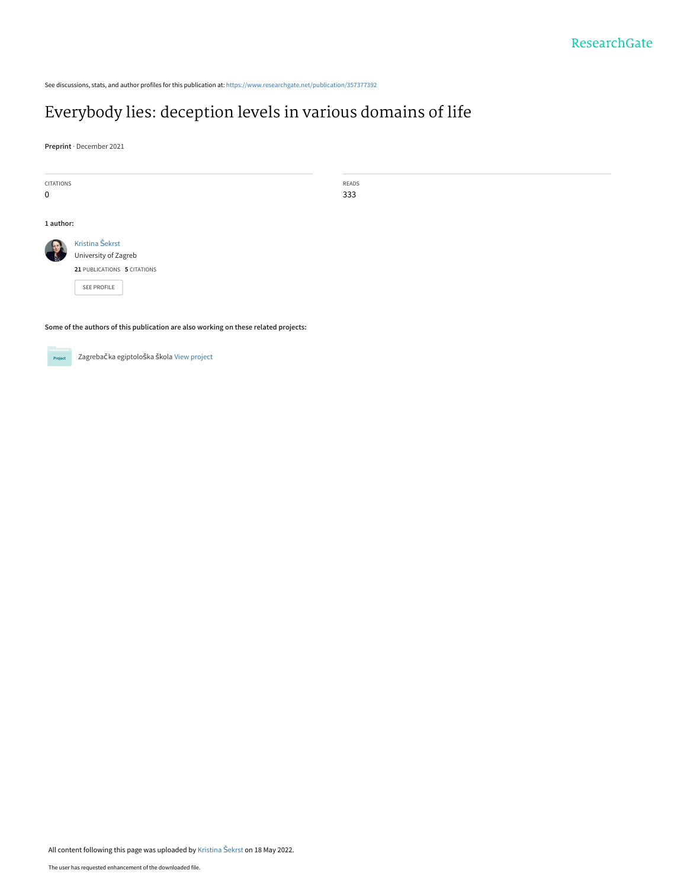See discussions, stats, and author profiles for this publication at: https://www.researchgate.net/publication/357377392

# Everybody lies: deception levels in various domains of life

**Preprint** · December 2021

| CITATIONS | READS |
| --- | --- |
| 0 | 333 |

**1 author:**

Kristina Šekrst
University of Zagreb
**21** PUBLICATIONS **5** CITATIONS

SEE PROFILE

**Some of the authors of this publication are also working on these related projects:**

Zagrebačka egiptološka škola View project

All content following this page was uploaded by Kristina Šekrst on 18 May 2022.

The user has requested enhancement of the downloaded file.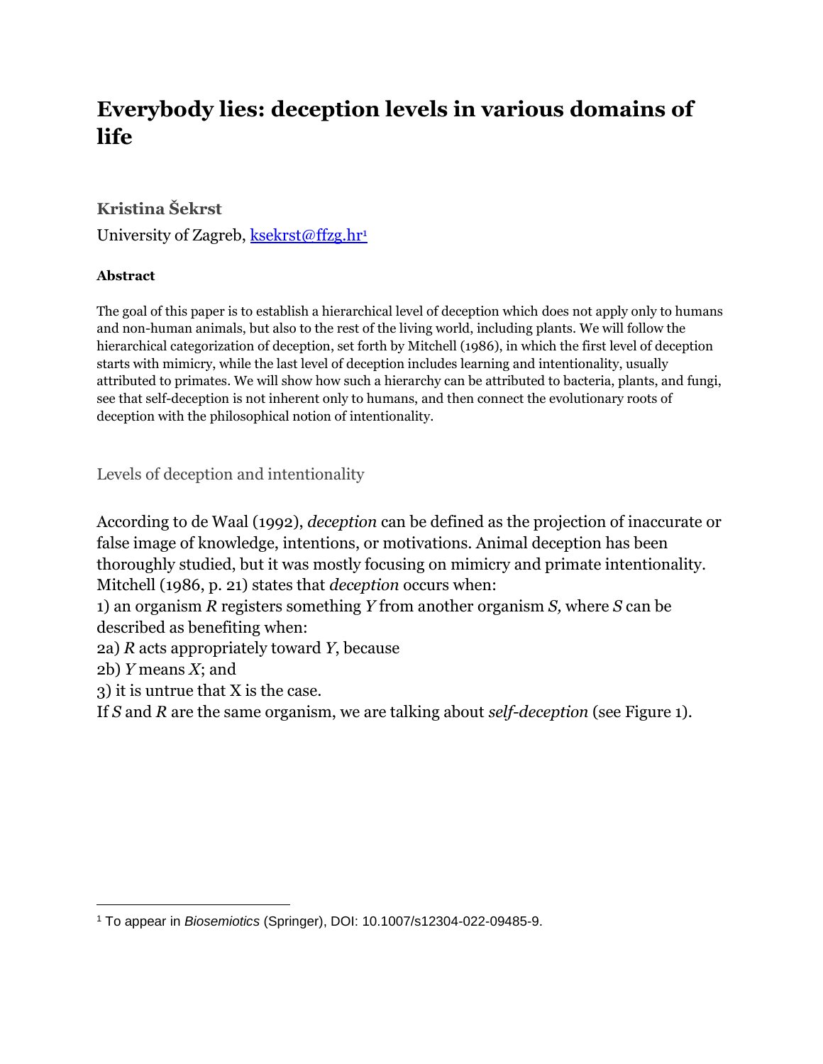# Everybody lies: deception levels in various domains of life

**Kristina Šekrst**

University of Zagreb, ksekrst@ffzg.hr[1]

**Abstract**

The goal of this paper is to establish a hierarchical level of deception which does not apply only to humans and non-human animals, but also to the rest of the living world, including plants. We will follow the hierarchical categorization of deception, set forth by Mitchell (1986), in which the first level of deception starts with mimicry, while the last level of deception includes learning and intentionality, usually attributed to primates. We will show how such a hierarchy can be attributed to bacteria, plants, and fungi, see that self-deception is not inherent only to humans, and then connect the evolutionary roots of deception with the philosophical notion of intentionality.

## Levels of deception and intentionality

According to de Waal (1992), *deception* can be defined as the projection of inaccurate or false image of knowledge, intentions, or motivations. Animal deception has been thoroughly studied, but it was mostly focusing on mimicry and primate intentionality. Mitchell (1986, p. 21) states that *deception* occurs when:

1) an organism *R* registers something *Y* from another organism *S*, where *S* can be described as benefiting when:

2a) *R* acts appropriately toward *Y*, because

2b) *Y* means *X*; and

3) it is untrue that X is the case.

If *S* and *R* are the same organism, we are talking about *self-deception* (see Figure 1).

[1] To appear in *Biosemiotics* (Springer), DOI: 10.1007/s12304-022-09485-9.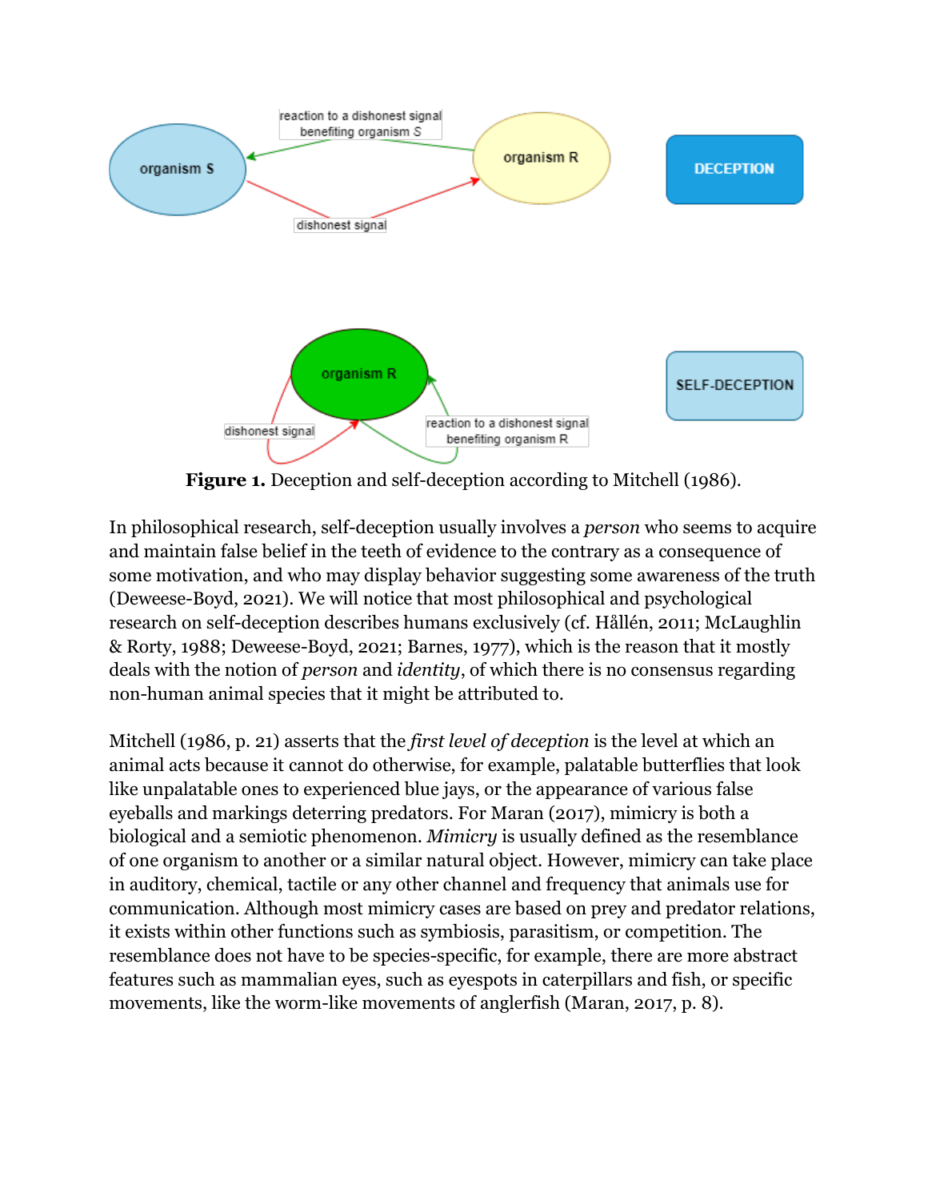**Figure 1.** Deception and self-deception according to Mitchell (1986).

In philosophical research, self-deception usually involves a *person* who seems to acquire and maintain false belief in the teeth of evidence to the contrary as a consequence of some motivation, and who may display behavior suggesting some awareness of the truth (Deweese-Boyd, 2021). We will notice that most philosophical and psychological research on self-deception describes humans exclusively (cf. Hållén, 2011; McLaughlin & Rorty, 1988; Deweese-Boyd, 2021; Barnes, 1977), which is the reason that it mostly deals with the notion of *person* and *identity*, of which there is no consensus regarding non-human animal species that it might be attributed to.

Mitchell (1986, p. 21) asserts that the *first level of deception* is the level at which an animal acts because it cannot do otherwise, for example, palatable butterflies that look like unpalatable ones to experienced blue jays, or the appearance of various false eyeballs and markings deterring predators. For Maran (2017), mimicry is both a biological and a semiotic phenomenon. *Mimicry* is usually defined as the resemblance of one organism to another or a similar natural object. However, mimicry can take place in auditory, chemical, tactile or any other channel and frequency that animals use for communication. Although most mimicry cases are based on prey and predator relations, it exists within other functions such as symbiosis, parasitism, or competition. The resemblance does not have to be species-specific, for example, there are more abstract features such as mammalian eyes, such as eyespots in caterpillars and fish, or specific movements, like the worm-like movements of anglerfish (Maran, 2017, p. 8).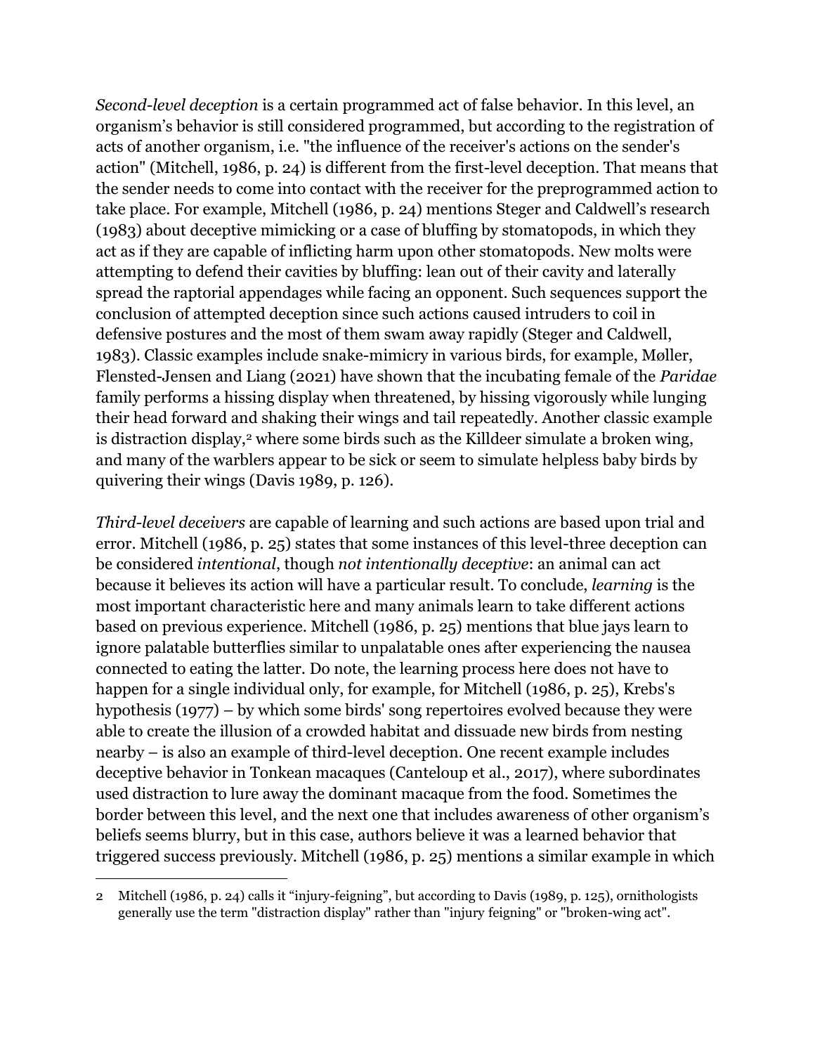*Second-level deception* is a certain programmed act of false behavior. In this level, an organism's behavior is still considered programmed, but according to the registration of acts of another organism, i.e. "the influence of the receiver's actions on the sender's action" (Mitchell, 1986, p. 24) is different from the first-level deception. That means that the sender needs to come into contact with the receiver for the preprogrammed action to take place. For example, Mitchell (1986, p. 24) mentions Steger and Caldwell's research (1983) about deceptive mimicking or a case of bluffing by stomatopods, in which they act as if they are capable of inflicting harm upon other stomatopods. New molts were attempting to defend their cavities by bluffing: lean out of their cavity and laterally spread the raptorial appendages while facing an opponent. Such sequences support the conclusion of attempted deception since such actions caused intruders to coil in defensive postures and the most of them swam away rapidly (Steger and Caldwell, 1983). Classic examples include snake-mimicry in various birds, for example, Møller, Flensted-Jensen and Liang (2021) have shown that the incubating female of the *Paridae* family performs a hissing display when threatened, by hissing vigorously while lunging their head forward and shaking their wings and tail repeatedly. Another classic example is distraction display,[2] where some birds such as the Killdeer simulate a broken wing, and many of the warblers appear to be sick or seem to simulate helpless baby birds by quivering their wings (Davis 1989, p. 126).

*Third-level deceivers* are capable of learning and such actions are based upon trial and error. Mitchell (1986, p. 25) states that some instances of this level-three deception can be considered *intentional*, though *not intentionally deceptive*: an animal can act because it believes its action will have a particular result. To conclude, *learning* is the most important characteristic here and many animals learn to take different actions based on previous experience. Mitchell (1986, p. 25) mentions that blue jays learn to ignore palatable butterflies similar to unpalatable ones after experiencing the nausea connected to eating the latter. Do note, the learning process here does not have to happen for a single individual only, for example, for Mitchell (1986, p. 25), Krebs's hypothesis (1977) – by which some birds' song repertoires evolved because they were able to create the illusion of a crowded habitat and dissuade new birds from nesting nearby – is also an example of third-level deception. One recent example includes deceptive behavior in Tonkean macaques (Canteloup et al., 2017), where subordinates used distraction to lure away the dominant macaque from the food. Sometimes the border between this level, and the next one that includes awareness of other organism's beliefs seems blurry, but in this case, authors believe it was a learned behavior that triggered success previously. Mitchell (1986, p. 25) mentions a similar example in which

2 Mitchell (1986, p. 24) calls it "injury-feigning", but according to Davis (1989, p. 125), ornithologists generally use the term "distraction display" rather than "injury feigning" or "broken-wing act".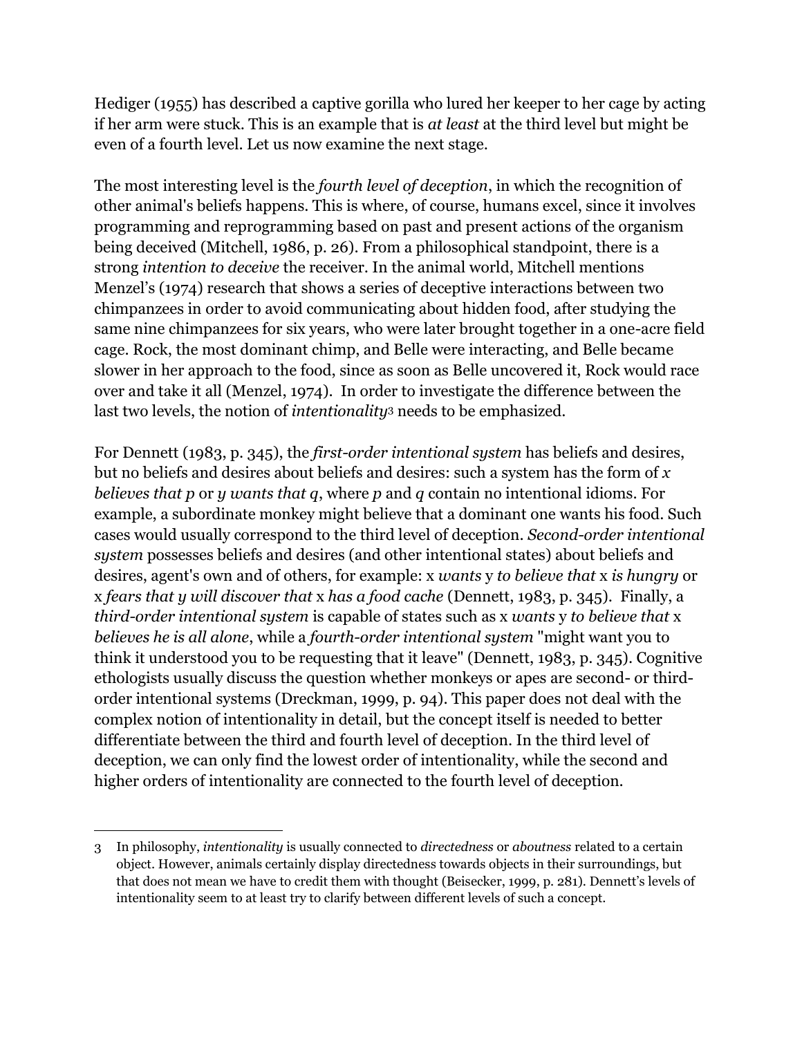Hediger (1955) has described a captive gorilla who lured her keeper to her cage by acting if her arm were stuck. This is an example that is *at least* at the third level but might be even of a fourth level. Let us now examine the next stage.

The most interesting level is the *fourth level of deception*, in which the recognition of other animal's beliefs happens. This is where, of course, humans excel, since it involves programming and reprogramming based on past and present actions of the organism being deceived (Mitchell, 1986, p. 26). From a philosophical standpoint, there is a strong *intention to deceive* the receiver. In the animal world, Mitchell mentions Menzel's (1974) research that shows a series of deceptive interactions between two chimpanzees in order to avoid communicating about hidden food, after studying the same nine chimpanzees for six years, who were later brought together in a one-acre field cage. Rock, the most dominant chimp, and Belle were interacting, and Belle became slower in her approach to the food, since as soon as Belle uncovered it, Rock would race over and take it all (Menzel, 1974). In order to investigate the difference between the last two levels, the notion of *intentionality*[3] needs to be emphasized.

For Dennett (1983, p. 345), the *first-order intentional system* has beliefs and desires, but no beliefs and desires about beliefs and desires: such a system has the form of *x believes that p* or *y wants that q*, where *p* and *q* contain no intentional idioms. For example, a subordinate monkey might believe that a dominant one wants his food. Such cases would usually correspond to the third level of deception. *Second-order intentional system* possesses beliefs and desires (and other intentional states) about beliefs and desires, agent's own and of others, for example: x *wants* y *to believe that* x *is hungry* or x *fears that y will discover that* x *has a food cache* (Dennett, 1983, p. 345). Finally, a *third-order intentional system* is capable of states such as x *wants* y *to believe that* x *believes he is all alone*, while a *fourth-order intentional system* "might want you to think it understood you to be requesting that it leave" (Dennett, 1983, p. 345). Cognitive ethologists usually discuss the question whether monkeys or apes are second- or third-order intentional systems (Dreckman, 1999, p. 94). This paper does not deal with the complex notion of intentionality in detail, but the concept itself is needed to better differentiate between the third and fourth level of deception. In the third level of deception, we can only find the lowest order of intentionality, while the second and higher orders of intentionality are connected to the fourth level of deception.

---

3 In philosophy, *intentionality* is usually connected to *directedness* or *aboutness* related to a certain object. However, animals certainly display directedness towards objects in their surroundings, but that does not mean we have to credit them with thought (Beisecker, 1999, p. 281). Dennett's levels of intentionality seem to at least try to clarify between different levels of such a concept.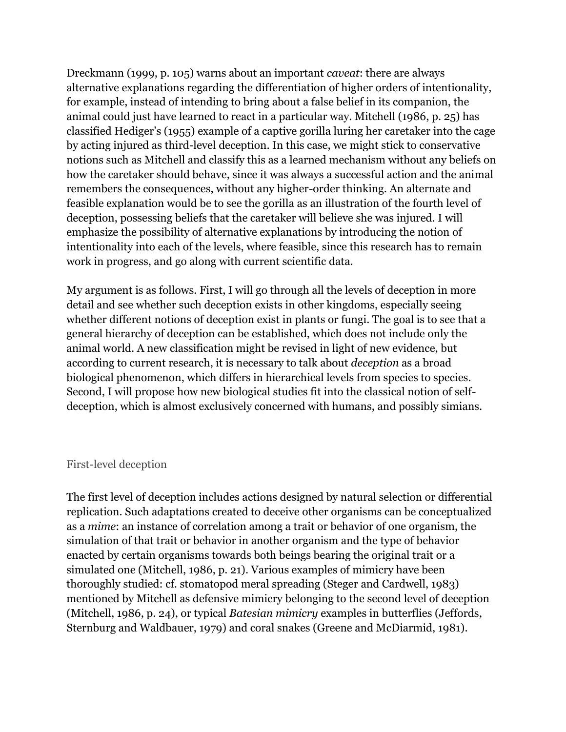Dreckmann (1999, p. 105) warns about an important *caveat*: there are always alternative explanations regarding the differentiation of higher orders of intentionality, for example, instead of intending to bring about a false belief in its companion, the animal could just have learned to react in a particular way. Mitchell (1986, p. 25) has classified Hediger's (1955) example of a captive gorilla luring her caretaker into the cage by acting injured as third-level deception. In this case, we might stick to conservative notions such as Mitchell and classify this as a learned mechanism without any beliefs on how the caretaker should behave, since it was always a successful action and the animal remembers the consequences, without any higher-order thinking. An alternate and feasible explanation would be to see the gorilla as an illustration of the fourth level of deception, possessing beliefs that the caretaker will believe she was injured. I will emphasize the possibility of alternative explanations by introducing the notion of intentionality into each of the levels, where feasible, since this research has to remain work in progress, and go along with current scientific data.

My argument is as follows. First, I will go through all the levels of deception in more detail and see whether such deception exists in other kingdoms, especially seeing whether different notions of deception exist in plants or fungi. The goal is to see that a general hierarchy of deception can be established, which does not include only the animal world. A new classification might be revised in light of new evidence, but according to current research, it is necessary to talk about *deception* as a broad biological phenomenon, which differs in hierarchical levels from species to species. Second, I will propose how new biological studies fit into the classical notion of self-deception, which is almost exclusively concerned with humans, and possibly simians.

## First-level deception

The first level of deception includes actions designed by natural selection or differential replication. Such adaptations created to deceive other organisms can be conceptualized as a *mime*: an instance of correlation among a trait or behavior of one organism, the simulation of that trait or behavior in another organism and the type of behavior enacted by certain organisms towards both beings bearing the original trait or a simulated one (Mitchell, 1986, p. 21). Various examples of mimicry have been thoroughly studied: cf. stomatopod meral spreading (Steger and Cardwell, 1983) mentioned by Mitchell as defensive mimicry belonging to the second level of deception (Mitchell, 1986, p. 24), or typical *Batesian mimicry* examples in butterflies (Jeffords, Sternburg and Waldbauer, 1979) and coral snakes (Greene and McDiarmid, 1981).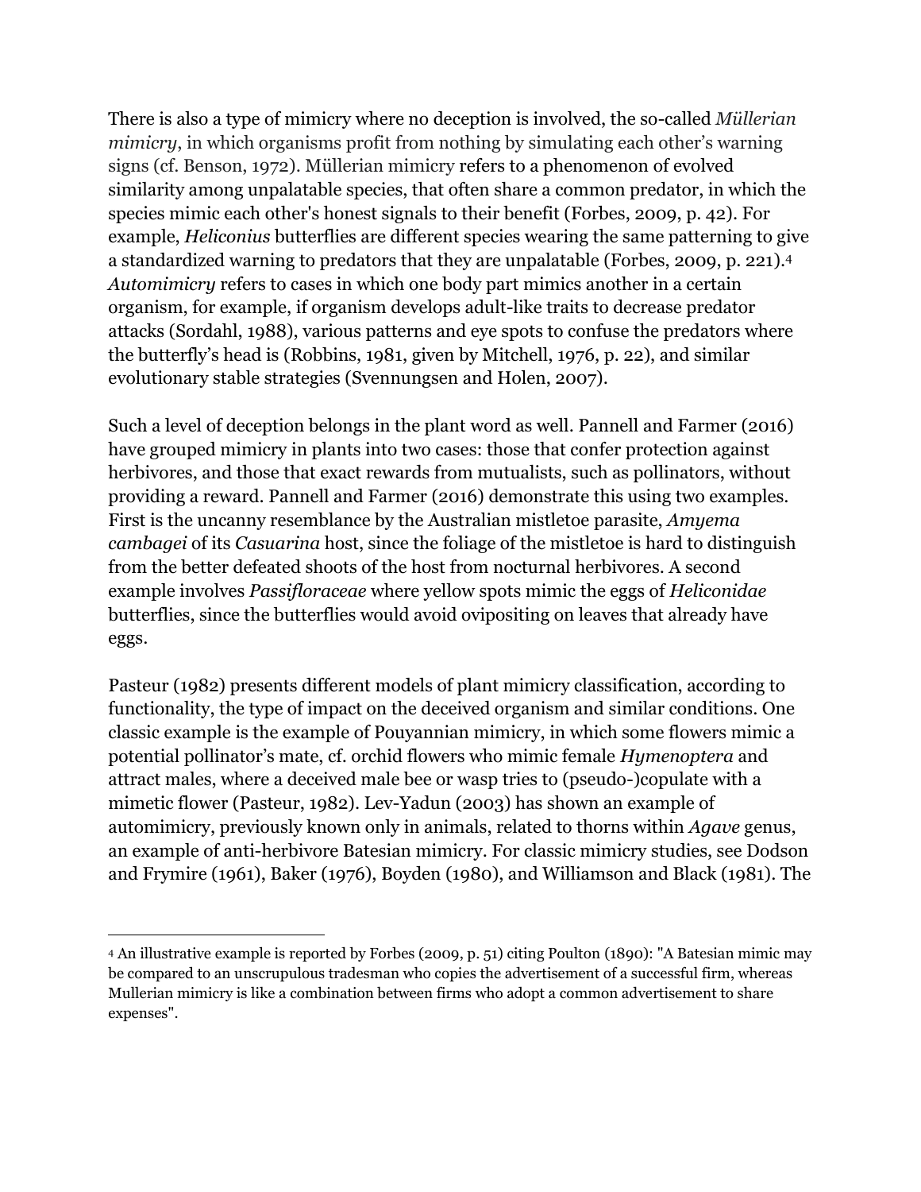There is also a type of mimicry where no deception is involved, the so-called *Müllerian mimicry*, in which organisms profit from nothing by simulating each other's warning signs (cf. Benson, 1972). Müllerian mimicry refers to a phenomenon of evolved similarity among unpalatable species, that often share a common predator, in which the species mimic each other's honest signals to their benefit (Forbes, 2009, p. 42). For example, *Heliconius* butterflies are different species wearing the same patterning to give a standardized warning to predators that they are unpalatable (Forbes, 2009, p. 221).[4] *Automimicry* refers to cases in which one body part mimics another in a certain organism, for example, if organism develops adult-like traits to decrease predator attacks (Sordahl, 1988), various patterns and eye spots to confuse the predators where the butterfly's head is (Robbins, 1981, given by Mitchell, 1976, p. 22), and similar evolutionary stable strategies (Svennungsen and Holen, 2007).

Such a level of deception belongs in the plant word as well. Pannell and Farmer (2016) have grouped mimicry in plants into two cases: those that confer protection against herbivores, and those that exact rewards from mutualists, such as pollinators, without providing a reward. Pannell and Farmer (2016) demonstrate this using two examples. First is the uncanny resemblance by the Australian mistletoe parasite, *Amyema cambagei* of its *Casuarina* host, since the foliage of the mistletoe is hard to distinguish from the better defeated shoots of the host from nocturnal herbivores. A second example involves *Passifloraceae* where yellow spots mimic the eggs of *Heliconidae* butterflies, since the butterflies would avoid ovipositing on leaves that already have eggs.

Pasteur (1982) presents different models of plant mimicry classification, according to functionality, the type of impact on the deceived organism and similar conditions. One classic example is the example of Pouyannian mimicry, in which some flowers mimic a potential pollinator's mate, cf. orchid flowers who mimic female *Hymenoptera* and attract males, where a deceived male bee or wasp tries to (pseudo-)copulate with a mimetic flower (Pasteur, 1982). Lev-Yadun (2003) has shown an example of automimicry, previously known only in animals, related to thorns within *Agave* genus, an example of anti-herbivore Batesian mimicry. For classic mimicry studies, see Dodson and Frymire (1961), Baker (1976), Boyden (1980), and Williamson and Black (1981). The

---

[4] An illustrative example is reported by Forbes (2009, p. 51) citing Poulton (1890): "A Batesian mimic may be compared to an unscrupulous tradesman who copies the advertisement of a successful firm, whereas Mullerian mimicry is like a combination between firms who adopt a common advertisement to share expenses".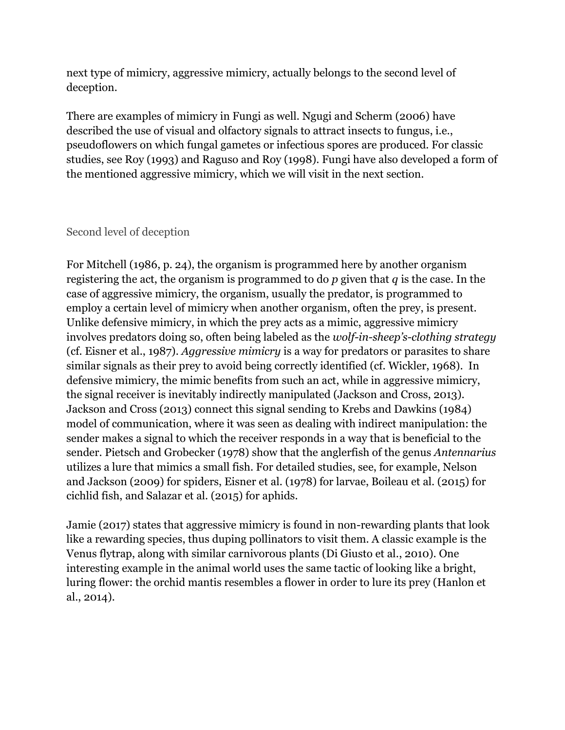next type of mimicry, aggressive mimicry, actually belongs to the second level of deception.

There are examples of mimicry in Fungi as well. Ngugi and Scherm (2006) have described the use of visual and olfactory signals to attract insects to fungus, i.e., pseudoflowers on which fungal gametes or infectious spores are produced. For classic studies, see Roy (1993) and Raguso and Roy (1998). Fungi have also developed a form of the mentioned aggressive mimicry, which we will visit in the next section.

## Second level of deception

For Mitchell (1986, p. 24), the organism is programmed here by another organism registering the act, the organism is programmed to do *p* given that *q* is the case. In the case of aggressive mimicry, the organism, usually the predator, is programmed to employ a certain level of mimicry when another organism, often the prey, is present. Unlike defensive mimicry, in which the prey acts as a mimic, aggressive mimicry involves predators doing so, often being labeled as the *wolf-in-sheep's-clothing strategy* (cf. Eisner et al., 1987). *Aggressive mimicry* is a way for predators or parasites to share similar signals as their prey to avoid being correctly identified (cf. Wickler, 1968). In defensive mimicry, the mimic benefits from such an act, while in aggressive mimicry, the signal receiver is inevitably indirectly manipulated (Jackson and Cross, 2013). Jackson and Cross (2013) connect this signal sending to Krebs and Dawkins (1984) model of communication, where it was seen as dealing with indirect manipulation: the sender makes a signal to which the receiver responds in a way that is beneficial to the sender. Pietsch and Grobecker (1978) show that the anglerfish of the genus *Antennarius* utilizes a lure that mimics a small fish. For detailed studies, see, for example, Nelson and Jackson (2009) for spiders, Eisner et al. (1978) for larvae, Boileau et al. (2015) for cichlid fish, and Salazar et al. (2015) for aphids.

Jamie (2017) states that aggressive mimicry is found in non-rewarding plants that look like a rewarding species, thus duping pollinators to visit them. A classic example is the Venus flytrap, along with similar carnivorous plants (Di Giusto et al., 2010). One interesting example in the animal world uses the same tactic of looking like a bright, luring flower: the orchid mantis resembles a flower in order to lure its prey (Hanlon et al., 2014).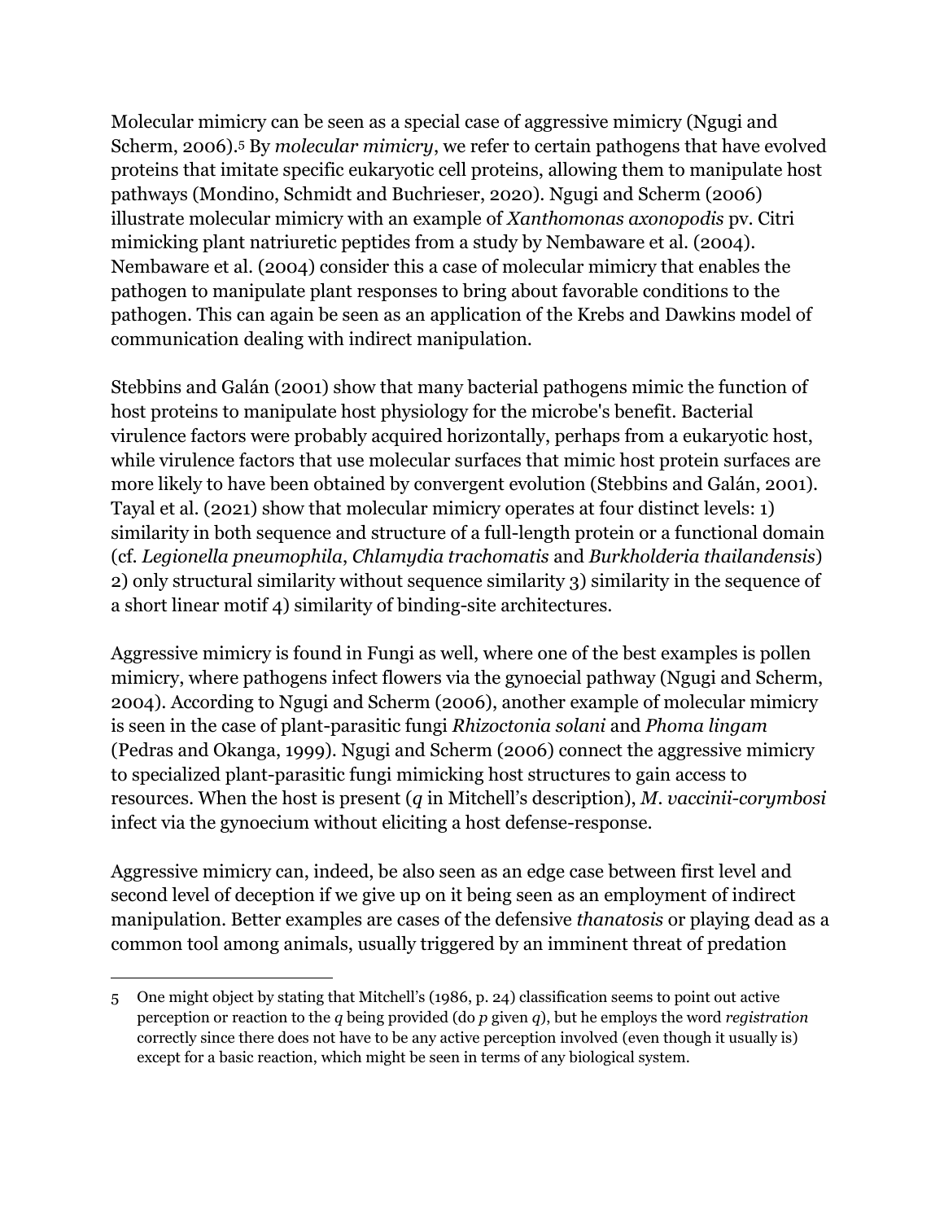Molecular mimicry can be seen as a special case of aggressive mimicry (Ngugi and Scherm, 2006).[5] By *molecular mimicry*, we refer to certain pathogens that have evolved proteins that imitate specific eukaryotic cell proteins, allowing them to manipulate host pathways (Mondino, Schmidt and Buchrieser, 2020). Ngugi and Scherm (2006) illustrate molecular mimicry with an example of *Xanthomonas axonopodis* pv. Citri mimicking plant natriuretic peptides from a study by Nembaware et al. (2004). Nembaware et al. (2004) consider this a case of molecular mimicry that enables the pathogen to manipulate plant responses to bring about favorable conditions to the pathogen. This can again be seen as an application of the Krebs and Dawkins model of communication dealing with indirect manipulation.

Stebbins and Galán (2001) show that many bacterial pathogens mimic the function of host proteins to manipulate host physiology for the microbe's benefit. Bacterial virulence factors were probably acquired horizontally, perhaps from a eukaryotic host, while virulence factors that use molecular surfaces that mimic host protein surfaces are more likely to have been obtained by convergent evolution (Stebbins and Galán, 2001). Tayal et al. (2021) show that molecular mimicry operates at four distinct levels: 1) similarity in both sequence and structure of a full-length protein or a functional domain (cf. *Legionella pneumophila*, *Chlamydia trachomatis* and *Burkholderia thailandensis*) 2) only structural similarity without sequence similarity 3) similarity in the sequence of a short linear motif 4) similarity of binding-site architectures.

Aggressive mimicry is found in Fungi as well, where one of the best examples is pollen mimicry, where pathogens infect flowers via the gynoecial pathway (Ngugi and Scherm, 2004). According to Ngugi and Scherm (2006), another example of molecular mimicry is seen in the case of plant-parasitic fungi *Rhizoctonia solani* and *Phoma lingam* (Pedras and Okanga, 1999). Ngugi and Scherm (2006) connect the aggressive mimicry to specialized plant-parasitic fungi mimicking host structures to gain access to resources. When the host is present (*q* in Mitchell's description), *M. vaccinii-corymbosi* infect via the gynoecium without eliciting a host defense-response.

Aggressive mimicry can, indeed, be also seen as an edge case between first level and second level of deception if we give up on it being seen as an employment of indirect manipulation. Better examples are cases of the defensive *thanatosis* or playing dead as a common tool among animals, usually triggered by an imminent threat of predation

---

5 One might object by stating that Mitchell's (1986, p. 24) classification seems to point out active perception or reaction to the *q* being provided (do *p* given *q*), but he employs the word *registration* correctly since there does not have to be any active perception involved (even though it usually is) except for a basic reaction, which might be seen in terms of any biological system.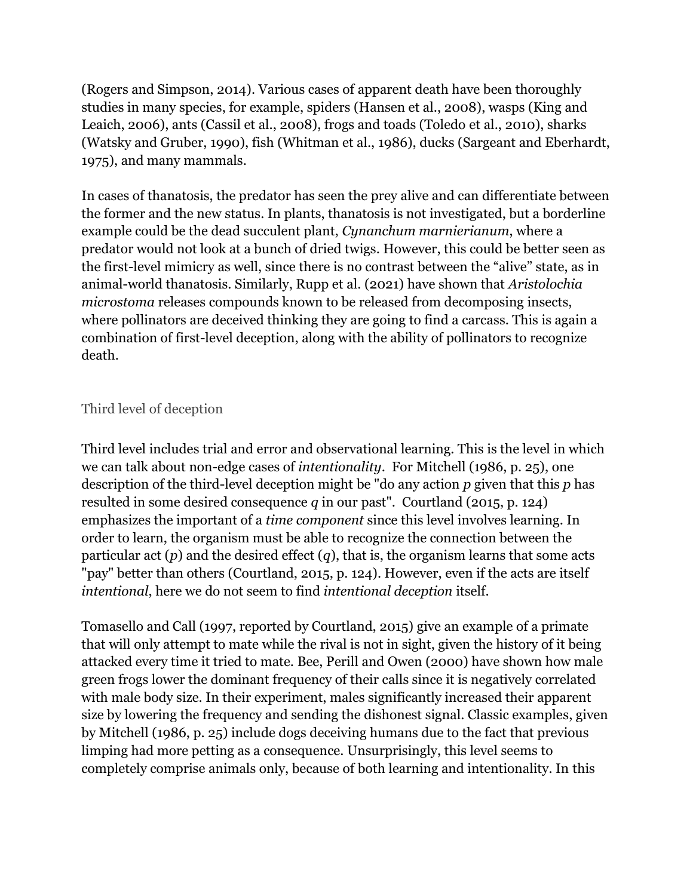(Rogers and Simpson, 2014). Various cases of apparent death have been thoroughly studies in many species, for example, spiders (Hansen et al., 2008), wasps (King and Leaich, 2006), ants (Cassil et al., 2008), frogs and toads (Toledo et al., 2010), sharks (Watsky and Gruber, 1990), fish (Whitman et al., 1986), ducks (Sargeant and Eberhardt, 1975), and many mammals.

In cases of thanatosis, the predator has seen the prey alive and can differentiate between the former and the new status. In plants, thanatosis is not investigated, but a borderline example could be the dead succulent plant, *Cynanchum marnierianum*, where a predator would not look at a bunch of dried twigs. However, this could be better seen as the first-level mimicry as well, since there is no contrast between the "alive" state, as in animal-world thanatosis. Similarly, Rupp et al. (2021) have shown that *Aristolochia microstoma* releases compounds known to be released from decomposing insects, where pollinators are deceived thinking they are going to find a carcass. This is again a combination of first-level deception, along with the ability of pollinators to recognize death.

### Third level of deception

Third level includes trial and error and observational learning. This is the level in which we can talk about non-edge cases of *intentionality*. For Mitchell (1986, p. 25), one description of the third-level deception might be "do any action *p* given that this *p* has resulted in some desired consequence *q* in our past". Courtland (2015, p. 124) emphasizes the important of a *time component* since this level involves learning. In order to learn, the organism must be able to recognize the connection between the particular act (*p*) and the desired effect (*q*), that is, the organism learns that some acts "pay" better than others (Courtland, 2015, p. 124). However, even if the acts are itself *intentional*, here we do not seem to find *intentional deception* itself.

Tomasello and Call (1997, reported by Courtland, 2015) give an example of a primate that will only attempt to mate while the rival is not in sight, given the history of it being attacked every time it tried to mate. Bee, Perill and Owen (2000) have shown how male green frogs lower the dominant frequency of their calls since it is negatively correlated with male body size. In their experiment, males significantly increased their apparent size by lowering the frequency and sending the dishonest signal. Classic examples, given by Mitchell (1986, p. 25) include dogs deceiving humans due to the fact that previous limping had more petting as a consequence. Unsurprisingly, this level seems to completely comprise animals only, because of both learning and intentionality. In this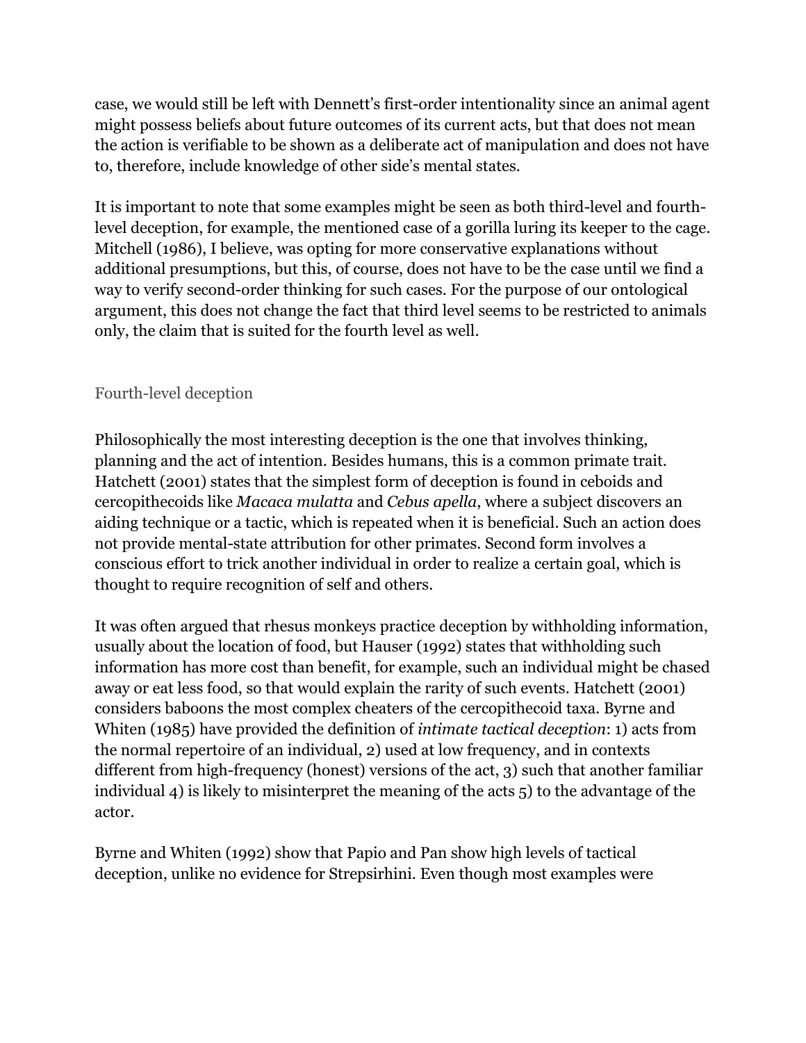case, we would still be left with Dennett's first-order intentionality since an animal agent might possess beliefs about future outcomes of its current acts, but that does not mean the action is verifiable to be shown as a deliberate act of manipulation and does not have to, therefore, include knowledge of other side's mental states.

It is important to note that some examples might be seen as both third-level and fourth-level deception, for example, the mentioned case of a gorilla luring its keeper to the cage. Mitchell (1986), I believe, was opting for more conservative explanations without additional presumptions, but this, of course, does not have to be the case until we find a way to verify second-order thinking for such cases. For the purpose of our ontological argument, this does not change the fact that third level seems to be restricted to animals only, the claim that is suited for the fourth level as well.

### Fourth-level deception

Philosophically the most interesting deception is the one that involves thinking, planning and the act of intention. Besides humans, this is a common primate trait. Hatchett (2001) states that the simplest form of deception is found in ceboids and cercopithecoids like *Macaca mulatta* and *Cebus apella*, where a subject discovers an aiding technique or a tactic, which is repeated when it is beneficial. Such an action does not provide mental-state attribution for other primates. Second form involves a conscious effort to trick another individual in order to realize a certain goal, which is thought to require recognition of self and others.

It was often argued that rhesus monkeys practice deception by withholding information, usually about the location of food, but Hauser (1992) states that withholding such information has more cost than benefit, for example, such an individual might be chased away or eat less food, so that would explain the rarity of such events. Hatchett (2001) considers baboons the most complex cheaters of the cercopithecoid taxa. Byrne and Whiten (1985) have provided the definition of *intimate tactical deception*: 1) acts from the normal repertoire of an individual, 2) used at low frequency, and in contexts different from high-frequency (honest) versions of the act, 3) such that another familiar individual 4) is likely to misinterpret the meaning of the acts 5) to the advantage of the actor.

Byrne and Whiten (1992) show that Papio and Pan show high levels of tactical deception, unlike no evidence for Strepsirhini. Even though most examples were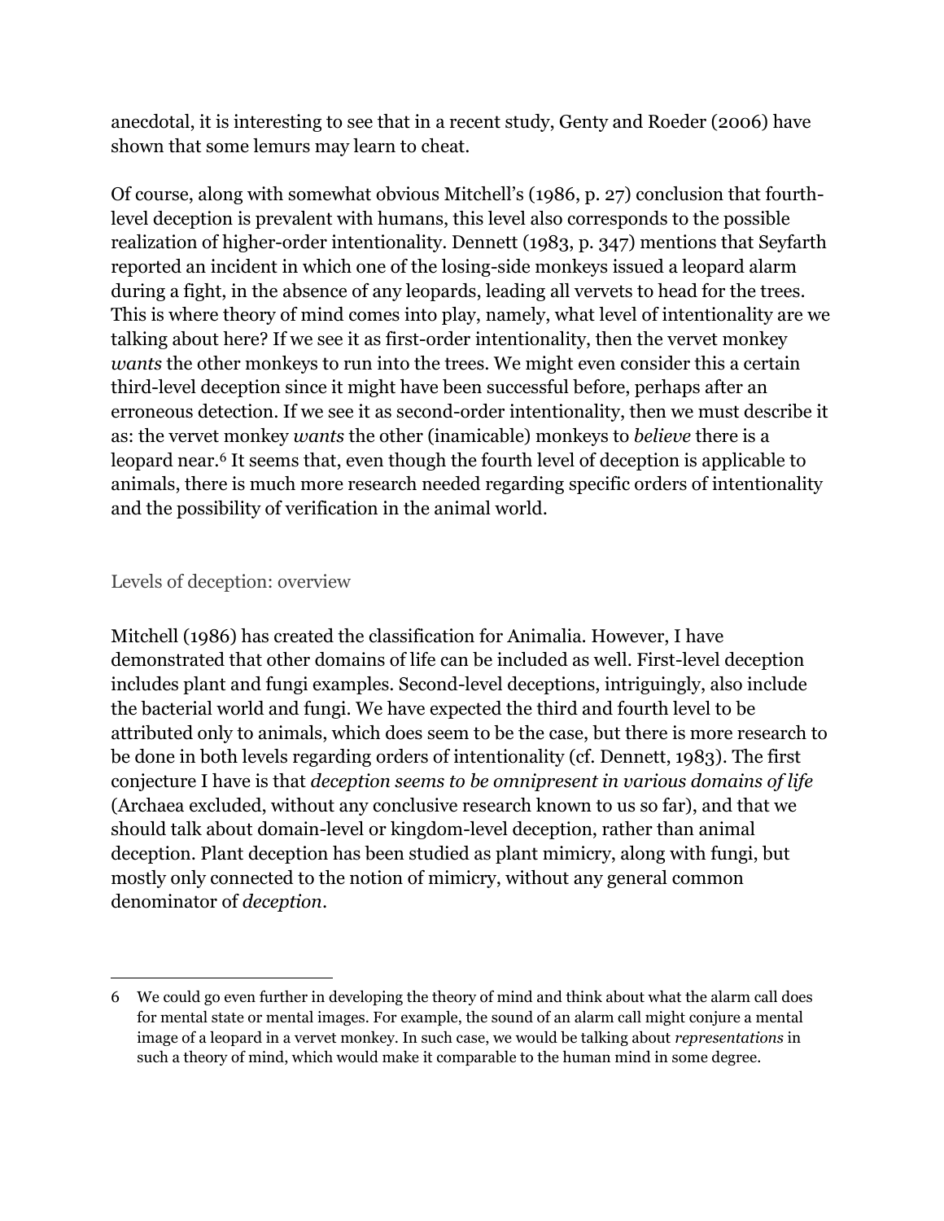anecdotal, it is interesting to see that in a recent study, Genty and Roeder (2006) have shown that some lemurs may learn to cheat.

Of course, along with somewhat obvious Mitchell's (1986, p. 27) conclusion that fourth-level deception is prevalent with humans, this level also corresponds to the possible realization of higher-order intentionality. Dennett (1983, p. 347) mentions that Seyfarth reported an incident in which one of the losing-side monkeys issued a leopard alarm during a fight, in the absence of any leopards, leading all vervets to head for the trees. This is where theory of mind comes into play, namely, what level of intentionality are we talking about here? If we see it as first-order intentionality, then the vervet monkey *wants* the other monkeys to run into the trees. We might even consider this a certain third-level deception since it might have been successful before, perhaps after an erroneous detection. If we see it as second-order intentionality, then we must describe it as: the vervet monkey *wants* the other (inamicable) monkeys to *believe* there is a leopard near.[6] It seems that, even though the fourth level of deception is applicable to animals, there is much more research needed regarding specific orders of intentionality and the possibility of verification in the animal world.

## Levels of deception: overview

Mitchell (1986) has created the classification for Animalia. However, I have demonstrated that other domains of life can be included as well. First-level deception includes plant and fungi examples. Second-level deceptions, intriguingly, also include the bacterial world and fungi. We have expected the third and fourth level to be attributed only to animals, which does seem to be the case, but there is more research to be done in both levels regarding orders of intentionality (cf. Dennett, 1983). The first conjecture I have is that *deception seems to be omnipresent in various domains of life* (Archaea excluded, without any conclusive research known to us so far), and that we should talk about domain-level or kingdom-level deception, rather than animal deception. Plant deception has been studied as plant mimicry, along with fungi, but mostly only connected to the notion of mimicry, without any general common denominator of *deception*.

---

6 We could go even further in developing the theory of mind and think about what the alarm call does for mental state or mental images. For example, the sound of an alarm call might conjure a mental image of a leopard in a vervet monkey. In such case, we would be talking about *representations* in such a theory of mind, which would make it comparable to the human mind in some degree.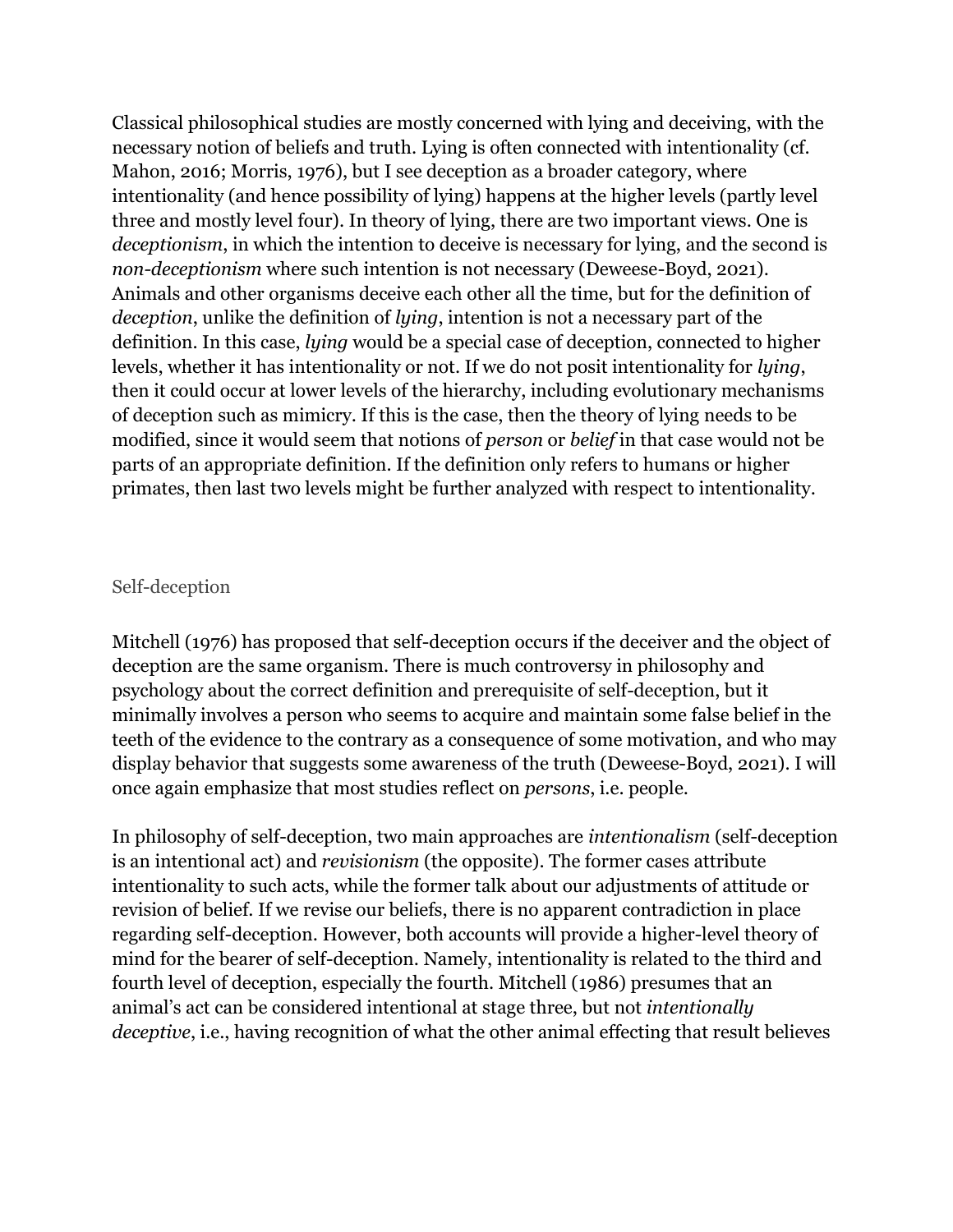Classical philosophical studies are mostly concerned with lying and deceiving, with the necessary notion of beliefs and truth. Lying is often connected with intentionality (cf. Mahon, 2016; Morris, 1976), but I see deception as a broader category, where intentionality (and hence possibility of lying) happens at the higher levels (partly level three and mostly level four). In theory of lying, there are two important views. One is *deceptionism*, in which the intention to deceive is necessary for lying, and the second is *non-deceptionism* where such intention is not necessary (Deweese-Boyd, 2021). Animals and other organisms deceive each other all the time, but for the definition of *deception*, unlike the definition of *lying*, intention is not a necessary part of the definition. In this case, *lying* would be a special case of deception, connected to higher levels, whether it has intentionality or not. If we do not posit intentionality for *lying*, then it could occur at lower levels of the hierarchy, including evolutionary mechanisms of deception such as mimicry. If this is the case, then the theory of lying needs to be modified, since it would seem that notions of *person* or *belief* in that case would not be parts of an appropriate definition. If the definition only refers to humans or higher primates, then last two levels might be further analyzed with respect to intentionality.

## Self-deception

Mitchell (1976) has proposed that self-deception occurs if the deceiver and the object of deception are the same organism. There is much controversy in philosophy and psychology about the correct definition and prerequisite of self-deception, but it minimally involves a person who seems to acquire and maintain some false belief in the teeth of the evidence to the contrary as a consequence of some motivation, and who may display behavior that suggests some awareness of the truth (Deweese-Boyd, 2021). I will once again emphasize that most studies reflect on *persons*, i.e. people.

In philosophy of self-deception, two main approaches are *intentionalism* (self-deception is an intentional act) and *revisionism* (the opposite). The former cases attribute intentionality to such acts, while the former talk about our adjustments of attitude or revision of belief. If we revise our beliefs, there is no apparent contradiction in place regarding self-deception. However, both accounts will provide a higher-level theory of mind for the bearer of self-deception. Namely, intentionality is related to the third and fourth level of deception, especially the fourth. Mitchell (1986) presumes that an animal's act can be considered intentional at stage three, but not *intentionally deceptive*, i.e., having recognition of what the other animal effecting that result believes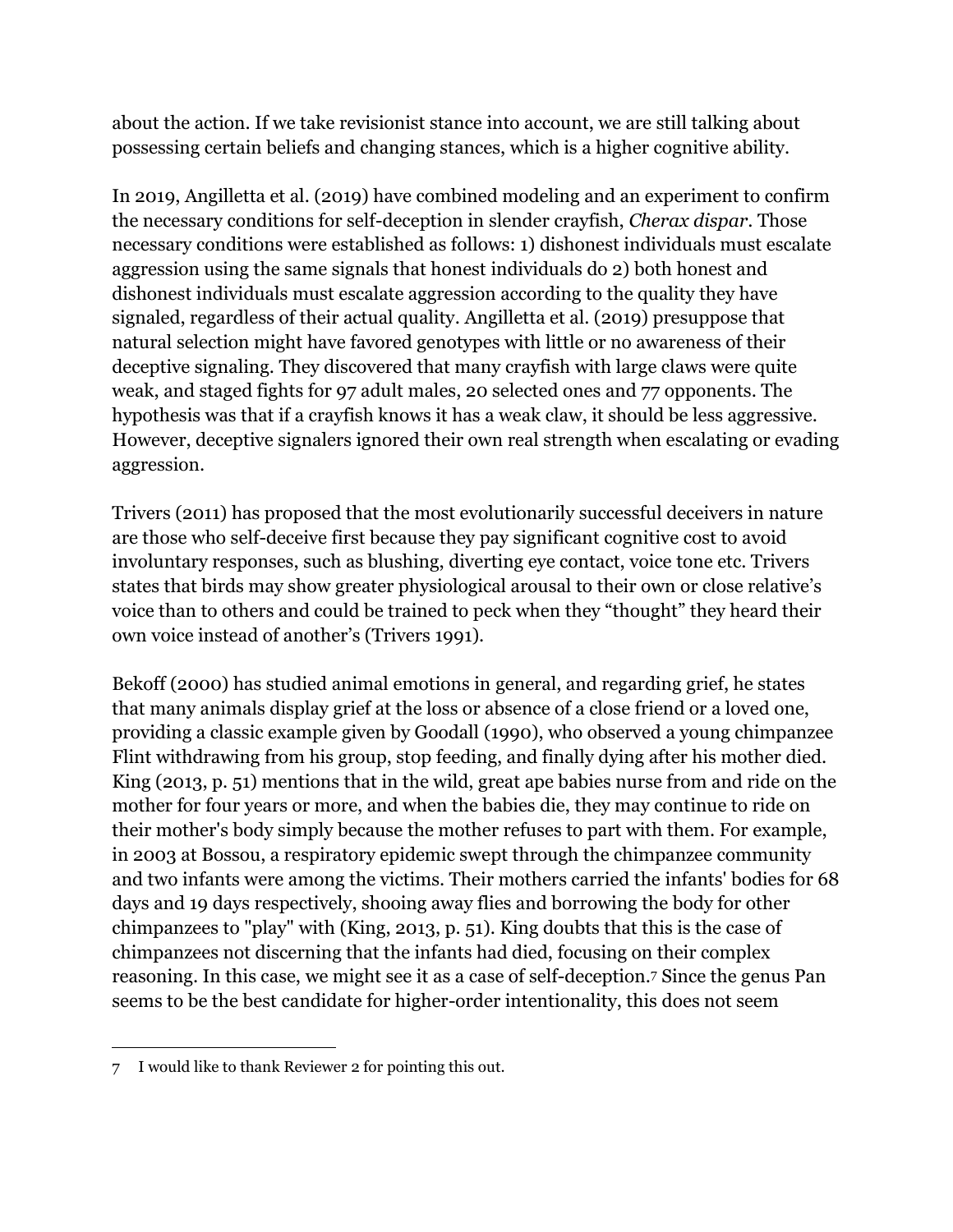about the action. If we take revisionist stance into account, we are still talking about possessing certain beliefs and changing stances, which is a higher cognitive ability.

In 2019, Angilletta et al. (2019) have combined modeling and an experiment to confirm the necessary conditions for self-deception in slender crayfish, *Cherax dispar*. Those necessary conditions were established as follows: 1) dishonest individuals must escalate aggression using the same signals that honest individuals do 2) both honest and dishonest individuals must escalate aggression according to the quality they have signaled, regardless of their actual quality. Angilletta et al. (2019) presuppose that natural selection might have favored genotypes with little or no awareness of their deceptive signaling. They discovered that many crayfish with large claws were quite weak, and staged fights for 97 adult males, 20 selected ones and 77 opponents. The hypothesis was that if a crayfish knows it has a weak claw, it should be less aggressive. However, deceptive signalers ignored their own real strength when escalating or evading aggression.

Trivers (2011) has proposed that the most evolutionarily successful deceivers in nature are those who self-deceive first because they pay significant cognitive cost to avoid involuntary responses, such as blushing, diverting eye contact, voice tone etc. Trivers states that birds may show greater physiological arousal to their own or close relative's voice than to others and could be trained to peck when they "thought" they heard their own voice instead of another's (Trivers 1991).

Bekoff (2000) has studied animal emotions in general, and regarding grief, he states that many animals display grief at the loss or absence of a close friend or a loved one, providing a classic example given by Goodall (1990), who observed a young chimpanzee Flint withdrawing from his group, stop feeding, and finally dying after his mother died. King (2013, p. 51) mentions that in the wild, great ape babies nurse from and ride on the mother for four years or more, and when the babies die, they may continue to ride on their mother's body simply because the mother refuses to part with them. For example, in 2003 at Bossou, a respiratory epidemic swept through the chimpanzee community and two infants were among the victims. Their mothers carried the infants' bodies for 68 days and 19 days respectively, shooing away flies and borrowing the body for other chimpanzees to "play" with (King, 2013, p. 51). King doubts that this is the case of chimpanzees not discerning that the infants had died, focusing on their complex reasoning. In this case, we might see it as a case of self-deception.[7] Since the genus Pan seems to be the best candidate for higher-order intentionality, this does not seem

[7] I would like to thank Reviewer 2 for pointing this out.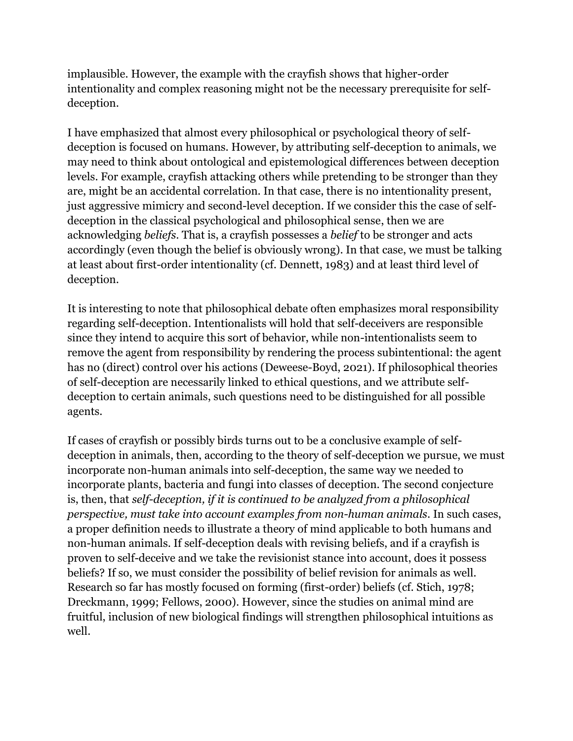implausible. However, the example with the crayfish shows that higher-order intentionality and complex reasoning might not be the necessary prerequisite for self-deception.

I have emphasized that almost every philosophical or psychological theory of self-deception is focused on humans. However, by attributing self-deception to animals, we may need to think about ontological and epistemological differences between deception levels. For example, crayfish attacking others while pretending to be stronger than they are, might be an accidental correlation. In that case, there is no intentionality present, just aggressive mimicry and second-level deception. If we consider this the case of self-deception in the classical psychological and philosophical sense, then we are acknowledging *beliefs*. That is, a crayfish possesses a *belief* to be stronger and acts accordingly (even though the belief is obviously wrong). In that case, we must be talking at least about first-order intentionality (cf. Dennett, 1983) and at least third level of deception.

It is interesting to note that philosophical debate often emphasizes moral responsibility regarding self-deception. Intentionalists will hold that self-deceivers are responsible since they intend to acquire this sort of behavior, while non-intentionalists seem to remove the agent from responsibility by rendering the process subintentional: the agent has no (direct) control over his actions (Deweese-Boyd, 2021). If philosophical theories of self-deception are necessarily linked to ethical questions, and we attribute self-deception to certain animals, such questions need to be distinguished for all possible agents.

If cases of crayfish or possibly birds turns out to be a conclusive example of self-deception in animals, then, according to the theory of self-deception we pursue, we must incorporate non-human animals into self-deception, the same way we needed to incorporate plants, bacteria and fungi into classes of deception. The second conjecture is, then, that *self-deception, if it is continued to be analyzed from a philosophical perspective, must take into account examples from non-human animals*. In such cases, a proper definition needs to illustrate a theory of mind applicable to both humans and non-human animals. If self-deception deals with revising beliefs, and if a crayfish is proven to self-deceive and we take the revisionist stance into account, does it possess beliefs? If so, we must consider the possibility of belief revision for animals as well. Research so far has mostly focused on forming (first-order) beliefs (cf. Stich, 1978; Dreckmann, 1999; Fellows, 2000). However, since the studies on animal mind are fruitful, inclusion of new biological findings will strengthen philosophical intuitions as well.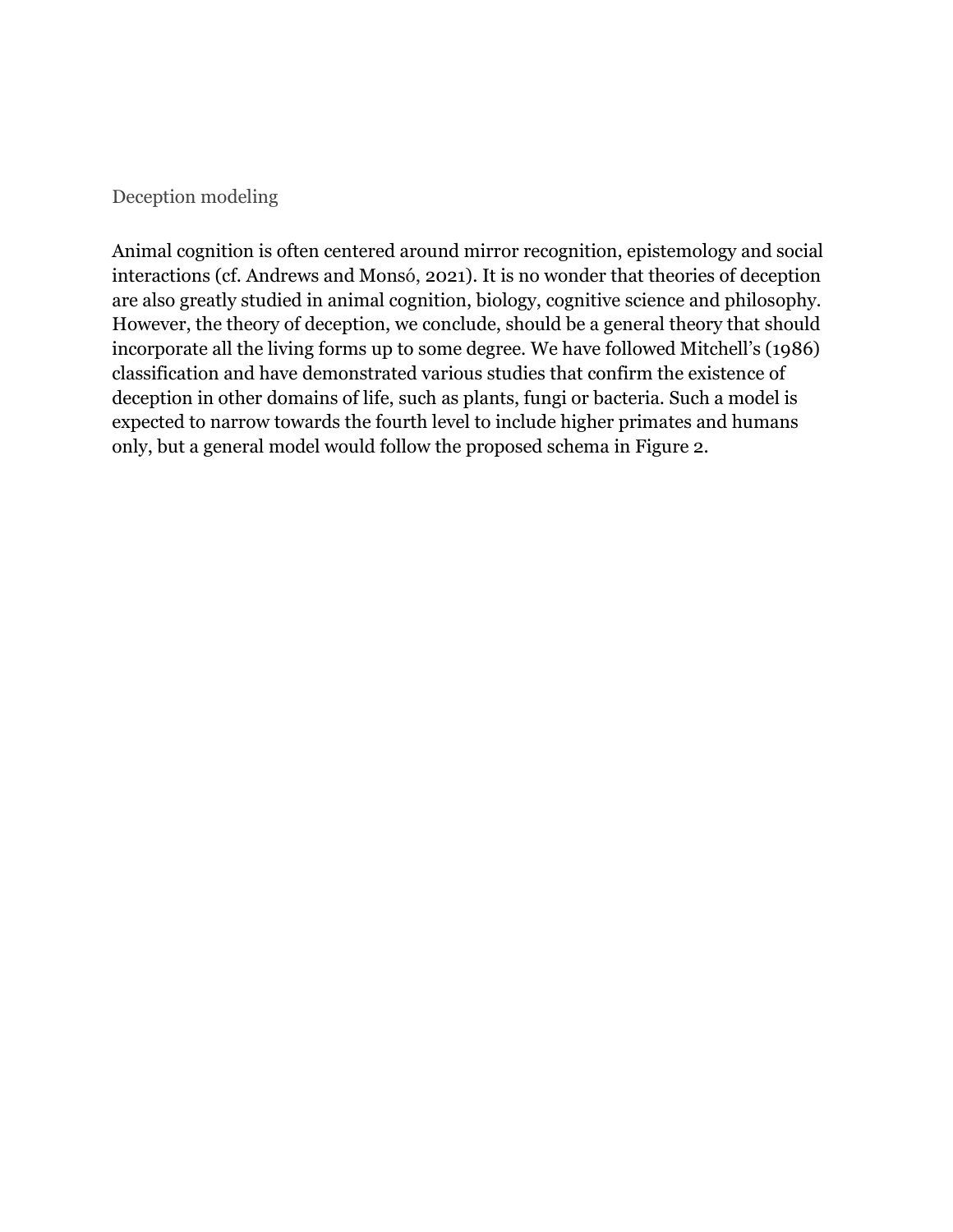## Deception modeling

Animal cognition is often centered around mirror recognition, epistemology and social interactions (cf. Andrews and Monsó, 2021). It is no wonder that theories of deception are also greatly studied in animal cognition, biology, cognitive science and philosophy. However, the theory of deception, we conclude, should be a general theory that should incorporate all the living forms up to some degree. We have followed Mitchell's (1986) classification and have demonstrated various studies that confirm the existence of deception in other domains of life, such as plants, fungi or bacteria. Such a model is expected to narrow towards the fourth level to include higher primates and humans only, but a general model would follow the proposed schema in Figure 2.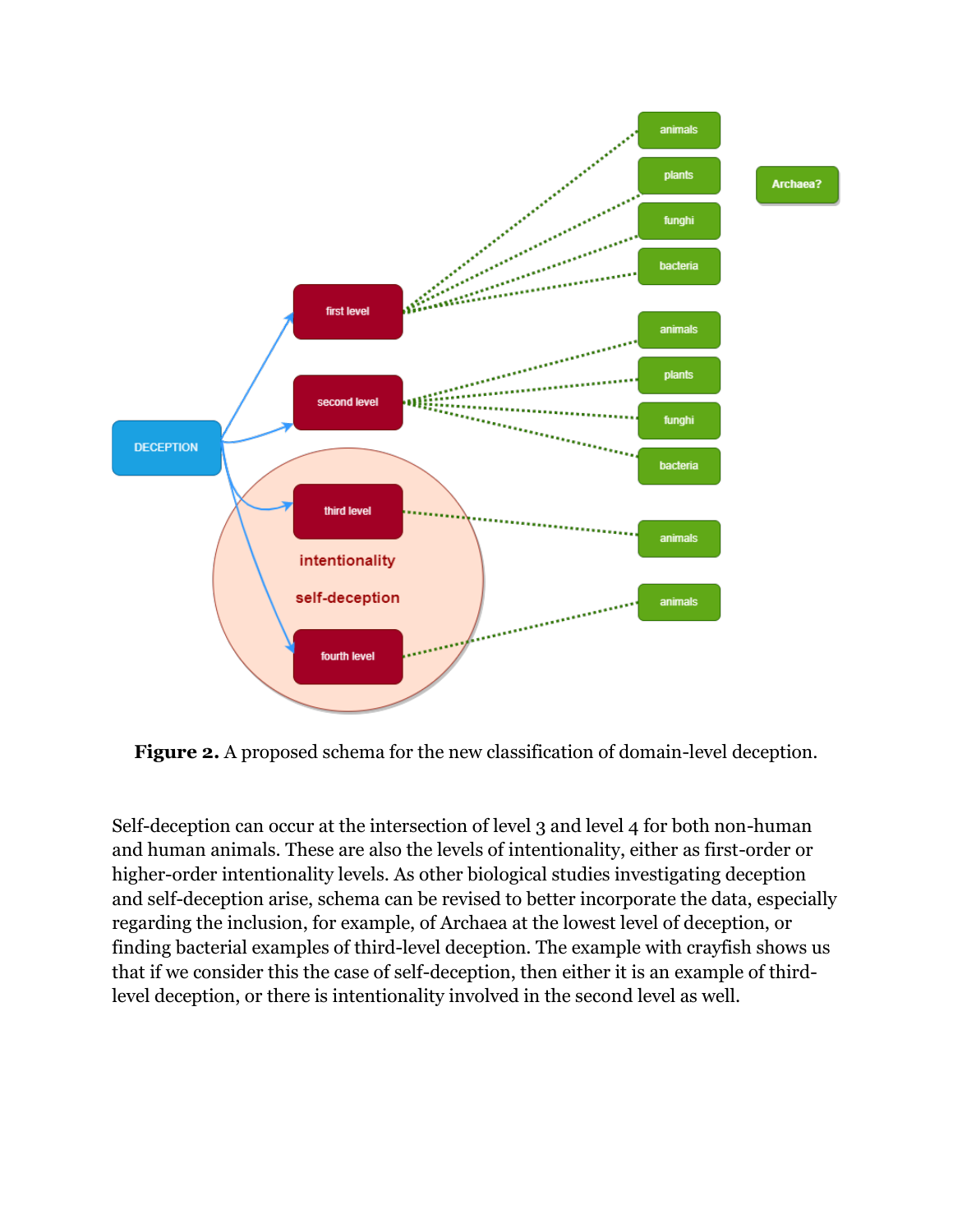**Figure 2.** A proposed schema for the new classification of domain-level deception.

Self-deception can occur at the intersection of level 3 and level 4 for both non-human and human animals. These are also the levels of intentionality, either as first-order or higher-order intentionality levels. As other biological studies investigating deception and self-deception arise, schema can be revised to better incorporate the data, especially regarding the inclusion, for example, of Archaea at the lowest level of deception, or finding bacterial examples of third-level deception. The example with crayfish shows us that if we consider this the case of self-deception, then either it is an example of third-level deception, or there is intentionality involved in the second level as well.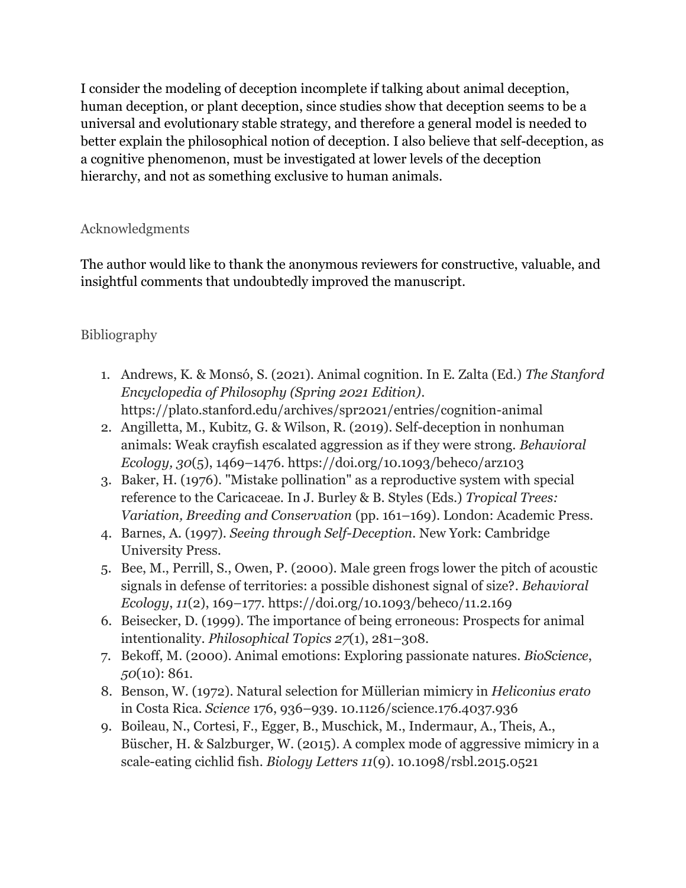I consider the modeling of deception incomplete if talking about animal deception, human deception, or plant deception, since studies show that deception seems to be a universal and evolutionary stable strategy, and therefore a general model is needed to better explain the philosophical notion of deception. I also believe that self-deception, as a cognitive phenomenon, must be investigated at lower levels of the deception hierarchy, and not as something exclusive to human animals.

## Acknowledgments

The author would like to thank the anonymous reviewers for constructive, valuable, and insightful comments that undoubtedly improved the manuscript.

## Bibliography

1. Andrews, K. & Monsó, S. (2021). Animal cognition. In E. Zalta (Ed.) *The Stanford Encyclopedia of Philosophy (Spring 2021 Edition)*. https://plato.stanford.edu/archives/spr2021/entries/cognition-animal
2. Angilletta, M., Kubitz, G. & Wilson, R. (2019). Self-deception in nonhuman animals: Weak crayfish escalated aggression as if they were strong. *Behavioral Ecology, 30*(5), 1469–1476. https://doi.org/10.1093/beheco/arz103
3. Baker, H. (1976). "Mistake pollination" as a reproductive system with special reference to the Caricaceae. In J. Burley & B. Styles (Eds.) *Tropical Trees: Variation, Breeding and Conservation* (pp. 161–169). London: Academic Press.
4. Barnes, A. (1997). *Seeing through Self-Deception*. New York: Cambridge University Press.
5. Bee, M., Perrill, S., Owen, P. (2000). Male green frogs lower the pitch of acoustic signals in defense of territories: a possible dishonest signal of size?. *Behavioral Ecology*, *11*(2), 169–177. https://doi.org/10.1093/beheco/11.2.169
6. Beisecker, D. (1999). The importance of being erroneous: Prospects for animal intentionality. *Philosophical Topics 27*(1), 281–308.
7. Bekoff, M. (2000). Animal emotions: Exploring passionate natures. *BioScience*, *50*(10): 861.
8. Benson, W. (1972). Natural selection for Müllerian mimicry in *Heliconius erato* in Costa Rica. *Science* 176, 936–939. 10.1126/science.176.4037.936
9. Boileau, N., Cortesi, F., Egger, B., Muschick, M., Indermaur, A., Theis, A., Büscher, H. & Salzburger, W. (2015). A complex mode of aggressive mimicry in a scale-eating cichlid fish. *Biology Letters 11*(9). 10.1098/rsbl.2015.0521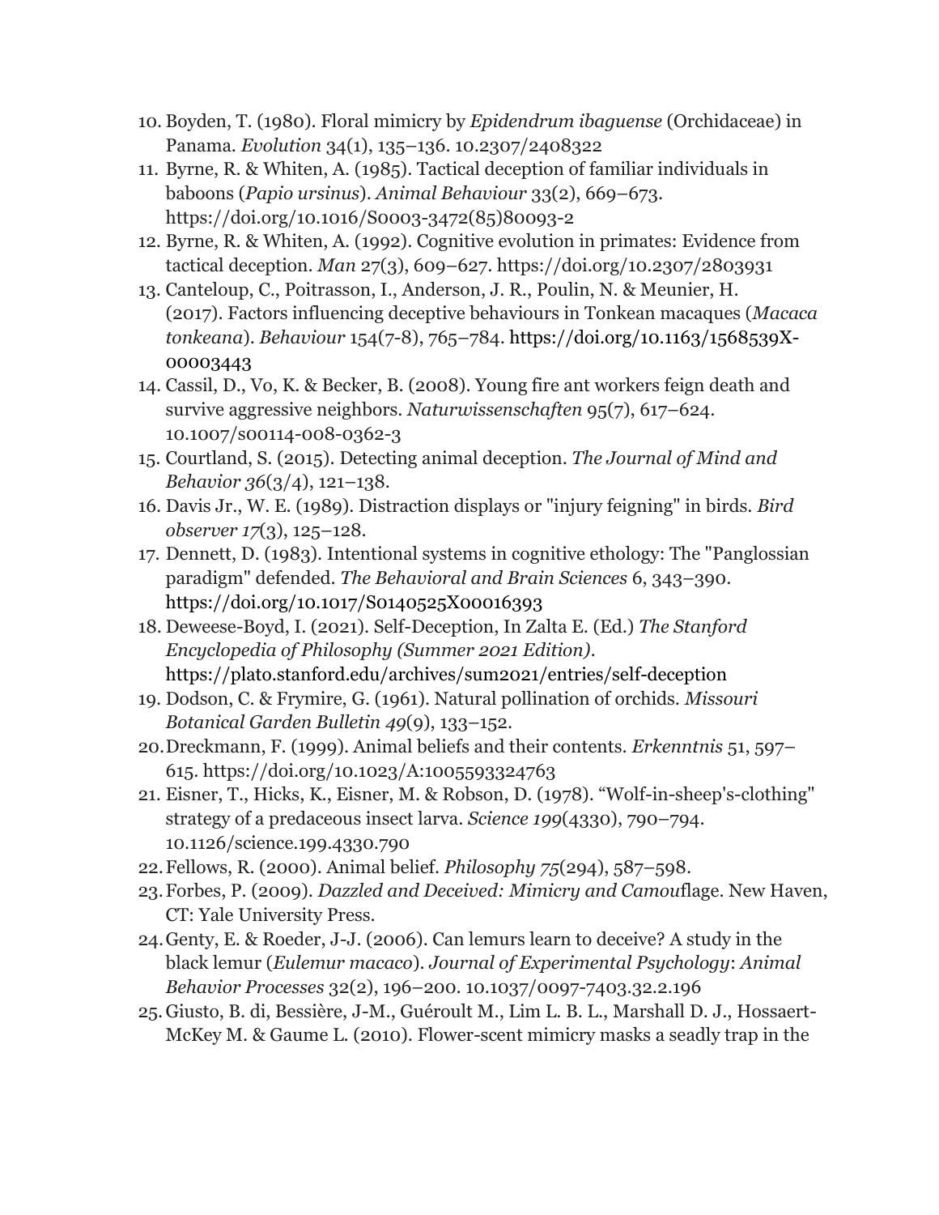10. Boyden, T. (1980). Floral mimicry by *Epidendrum ibaguense* (Orchidaceae) in Panama. *Evolution* 34(1), 135–136. 10.2307/2408322
11. Byrne, R. & Whiten, A. (1985). Tactical deception of familiar individuals in baboons (*Papio ursinus*). *Animal Behaviour* 33(2), 669–673. https://doi.org/10.1016/S0003-3472(85)80093-2
12. Byrne, R. & Whiten, A. (1992). Cognitive evolution in primates: Evidence from tactical deception. *Man* 27(3), 609–627. https://doi.org/10.2307/2803931
13. Canteloup, C., Poitrasson, I., Anderson, J. R., Poulin, N. & Meunier, H. (2017). Factors influencing deceptive behaviours in Tonkean macaques (*Macaca tonkeana*). *Behaviour* 154(7-8), 765–784. https://doi.org/10.1163/1568539X-00003443
14. Cassil, D., Vo, K. & Becker, B. (2008). Young fire ant workers feign death and survive aggressive neighbors. *Naturwissenschaften* 95(7), 617–624. 10.1007/s00114-008-0362-3
15. Courtland, S. (2015). Detecting animal deception. *The Journal of Mind and Behavior 36*(3/4), 121–138.
16. Davis Jr., W. E. (1989). Distraction displays or "injury feigning" in birds. *Bird observer 17*(3), 125–128.
17. Dennett, D. (1983). Intentional systems in cognitive ethology: The "Panglossian paradigm" defended. *The Behavioral and Brain Sciences* 6, 343–390. https://doi.org/10.1017/S0140525X00016393
18. Deweese-Boyd, I. (2021). Self-Deception, In Zalta E. (Ed.) *The Stanford Encyclopedia of Philosophy (Summer 2021 Edition)*. https://plato.stanford.edu/archives/sum2021/entries/self-deception
19. Dodson, C. & Frymire, G. (1961). Natural pollination of orchids. *Missouri Botanical Garden Bulletin 49*(9), 133–152.
20. Dreckmann, F. (1999). Animal beliefs and their contents. *Erkenntnis* 51, 597–615. https://doi.org/10.1023/A:1005593324763
21. Eisner, T., Hicks, K., Eisner, M. & Robson, D. (1978). "Wolf-in-sheep's-clothing" strategy of a predaceous insect larva. *Science 199*(4330), 790–794. 10.1126/science.199.4330.790
22. Fellows, R. (2000). Animal belief. *Philosophy 75*(294), 587–598.
23. Forbes, P. (2009). *Dazzled and Deceived: Mimicry and Camouflage*. New Haven, CT: Yale University Press.
24. Genty, E. & Roeder, J-J. (2006). Can lemurs learn to deceive? A study in the black lemur (*Eulemur macaco*). *Journal of Experimental Psychology*: *Animal Behavior Processes* 32(2), 196–200. 10.1037/0097-7403.32.2.196
25. Giusto, B. di, Bessière, J-M., Guéroult M., Lim L. B. L., Marshall D. J., Hossaert-McKey M. & Gaume L. (2010). Flower-scent mimicry masks a seadly trap in the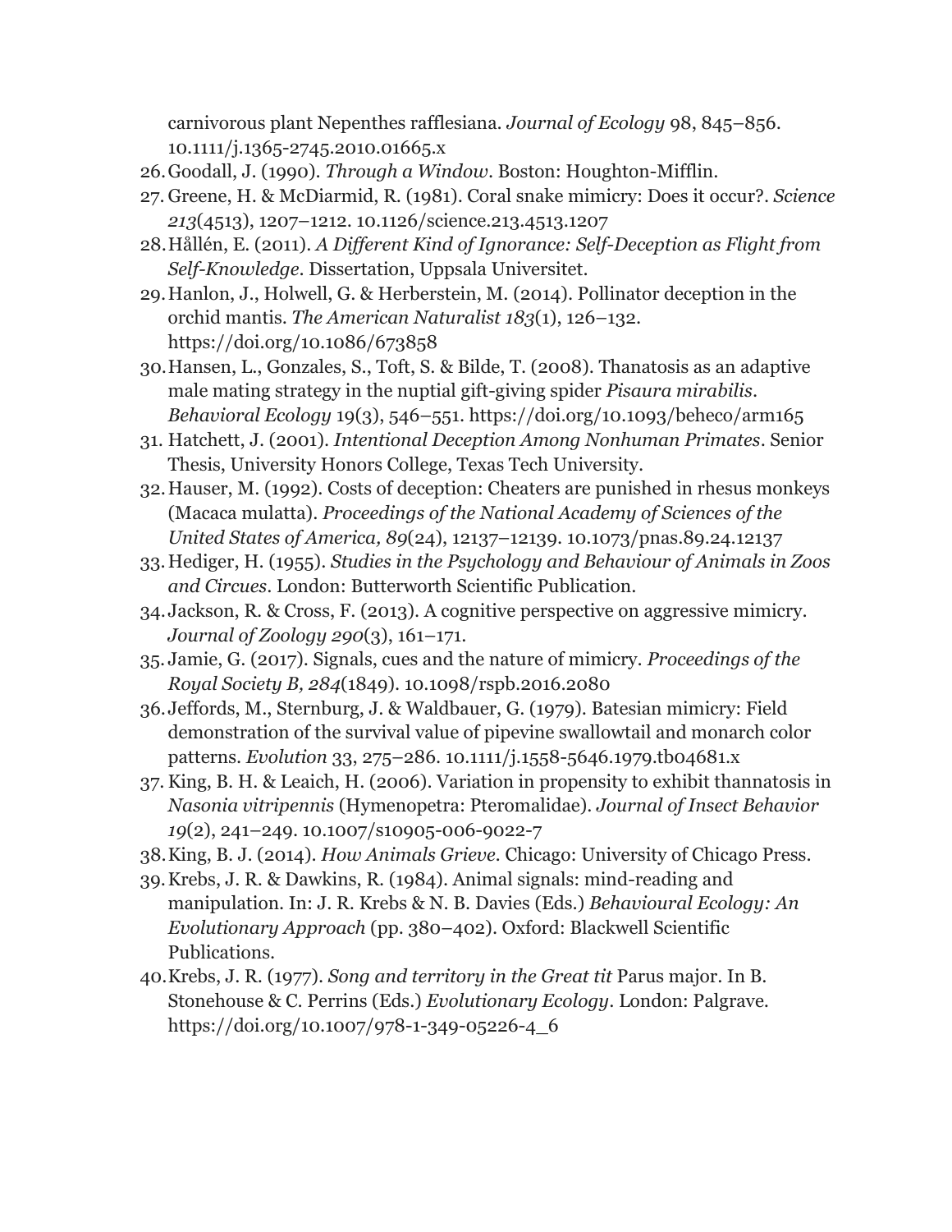carnivorous plant Nepenthes rafflesiana. *Journal of Ecology* 98, 845–856. 10.1111/j.1365-2745.2010.01665.x

26. Goodall, J. (1990). *Through a Window*. Boston: Houghton-Mifflin.
27. Greene, H. & McDiarmid, R. (1981). Coral snake mimicry: Does it occur?. *Science 213*(4513), 1207–1212. 10.1126/science.213.4513.1207
28. Hållén, E. (2011). *A Different Kind of Ignorance: Self-Deception as Flight from Self-Knowledge*. Dissertation, Uppsala Universitet.
29. Hanlon, J., Holwell, G. & Herberstein, M. (2014). Pollinator deception in the orchid mantis. *The American Naturalist 183*(1), 126–132. https://doi.org/10.1086/673858
30. Hansen, L., Gonzales, S., Toft, S. & Bilde, T. (2008). Thanatosis as an adaptive male mating strategy in the nuptial gift-giving spider *Pisaura mirabilis*. *Behavioral Ecology* 19(3), 546–551. https://doi.org/10.1093/beheco/arm165
31. Hatchett, J. (2001). *Intentional Deception Among Nonhuman Primates*. Senior Thesis, University Honors College, Texas Tech University.
32. Hauser, M. (1992). Costs of deception: Cheaters are punished in rhesus monkeys (Macaca mulatta). *Proceedings of the National Academy of Sciences of the United States of America, 89*(24), 12137–12139. 10.1073/pnas.89.24.12137
33. Hediger, H. (1955). *Studies in the Psychology and Behaviour of Animals in Zoos and Circues*. London: Butterworth Scientific Publication.
34. Jackson, R. & Cross, F. (2013). A cognitive perspective on aggressive mimicry. *Journal of Zoology 290*(3), 161–171.
35. Jamie, G. (2017). Signals, cues and the nature of mimicry. *Proceedings of the Royal Society B, 284*(1849). 10.1098/rspb.2016.2080
36. Jeffords, M., Sternburg, J. & Waldbauer, G. (1979). Batesian mimicry: Field demonstration of the survival value of pipevine swallowtail and monarch color patterns. *Evolution* 33, 275–286. 10.1111/j.1558-5646.1979.tb04681.x
37. King, B. H. & Leaich, H. (2006). Variation in propensity to exhibit thannatosis in *Nasonia vitripennis* (Hymenopetra: Pteromalidae). *Journal of Insect Behavior 19*(2), 241–249. 10.1007/s10905-006-9022-7
38. King, B. J. (2014). *How Animals Grieve*. Chicago: University of Chicago Press.
39. Krebs, J. R. & Dawkins, R. (1984). Animal signals: mind-reading and manipulation. In: J. R. Krebs & N. B. Davies (Eds.) *Behavioural Ecology: An Evolutionary Approach* (pp. 380–402). Oxford: Blackwell Scientific Publications.
40. Krebs, J. R. (1977). *Song and territory in the Great tit* Parus major. In B. Stonehouse & C. Perrins (Eds.) *Evolutionary Ecology*. London: Palgrave. https://doi.org/10.1007/978-1-349-05226-4_6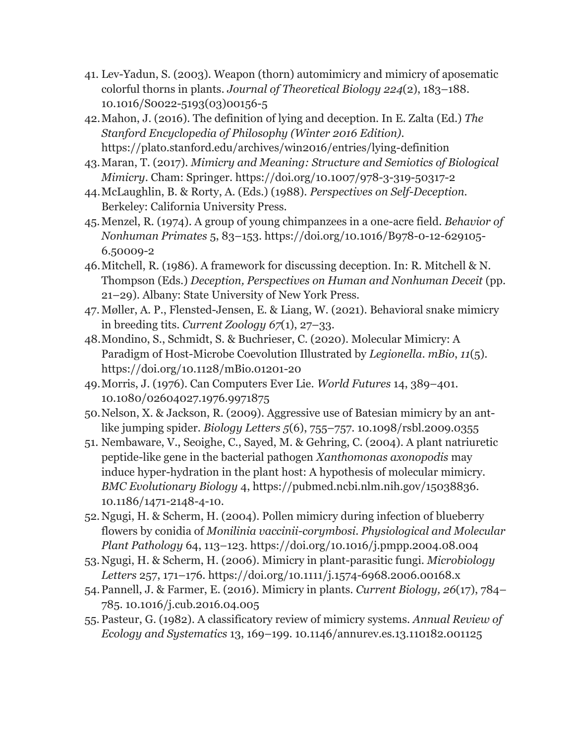41. Lev-Yadun, S. (2003). Weapon (thorn) automimicry and mimicry of aposematic colorful thorns in plants. *Journal of Theoretical Biology 224*(2), 183–188. 10.1016/S0022-5193(03)00156-5
42. Mahon, J. (2016). The definition of lying and deception. In E. Zalta (Ed.) *The Stanford Encyclopedia of Philosophy (Winter 2016 Edition)*. https://plato.stanford.edu/archives/win2016/entries/lying-definition
43. Maran, T. (2017). *Mimicry and Meaning: Structure and Semiotics of Biological Mimicry*. Cham: Springer. https://doi.org/10.1007/978-3-319-50317-2
44. McLaughlin, B. & Rorty, A. (Eds.) (1988). *Perspectives on Self-Deception*. Berkeley: California University Press.
45. Menzel, R. (1974). A group of young chimpanzees in a one-acre field. *Behavior of Nonhuman Primates* 5, 83–153. https://doi.org/10.1016/B978-0-12-629105-6.50009-2
46. Mitchell, R. (1986). A framework for discussing deception. In: R. Mitchell & N. Thompson (Eds.) *Deception, Perspectives on Human and Nonhuman Deceit* (pp. 21–29). Albany: State University of New York Press.
47. Møller, A. P., Flensted-Jensen, E. & Liang, W. (2021). Behavioral snake mimicry in breeding tits. *Current Zoology 67*(1), 27–33.
48. Mondino, S., Schmidt, S. & Buchrieser, C. (2020). Molecular Mimicry: A Paradigm of Host-Microbe Coevolution Illustrated by *Legionella*. *mBio*, *11*(5). https://doi.org/10.1128/mBio.01201-20
49. Morris, J. (1976). Can Computers Ever Lie. *World Futures* 14, 389–401. 10.1080/02604027.1976.9971875
50. Nelson, X. & Jackson, R. (2009). Aggressive use of Batesian mimicry by an ant-like jumping spider. *Biology Letters 5*(6), 755–757. 10.1098/rsbl.2009.0355
51. Nembaware, V., Seoighe, C., Sayed, M. & Gehring, C. (2004). A plant natriuretic peptide-like gene in the bacterial pathogen *Xanthomonas axonopodis* may induce hyper-hydration in the plant host: A hypothesis of molecular mimicry. *BMC Evolutionary Biology* 4, https://pubmed.ncbi.nlm.nih.gov/15038836. 10.1186/1471-2148-4-10.
52. Ngugi, H. & Scherm, H. (2004). Pollen mimicry during infection of blueberry flowers by conidia of *Monilinia vaccinii-corymbosi*. *Physiological and Molecular Plant Pathology* 64, 113–123. https://doi.org/10.1016/j.pmpp.2004.08.004
53. Ngugi, H. & Scherm, H. (2006). Mimicry in plant-parasitic fungi. *Microbiology Letters* 257, 171–176. https://doi.org/10.1111/j.1574-6968.2006.00168.x
54. Pannell, J. & Farmer, E. (2016). Mimicry in plants. *Current Biology, 26*(17), 784–785. 10.1016/j.cub.2016.04.005
55. Pasteur, G. (1982). A classificatory review of mimicry systems. *Annual Review of Ecology and Systematics* 13, 169–199. 10.1146/annurev.es.13.110182.001125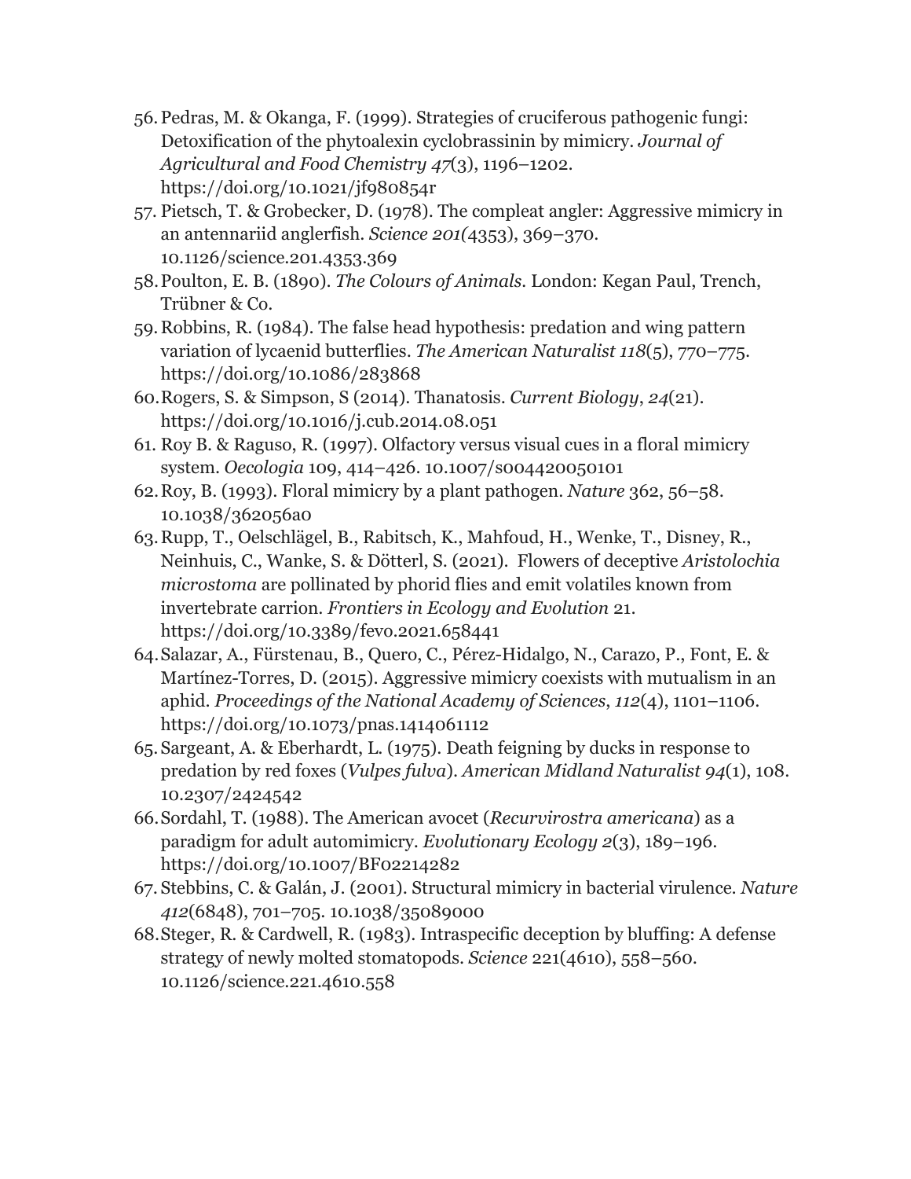56. Pedras, M. & Okanga, F. (1999). Strategies of cruciferous pathogenic fungi: Detoxification of the phytoalexin cyclobrassinin by mimicry. *Journal of Agricultural and Food Chemistry 47*(3), 1196–1202. https://doi.org/10.1021/jf980854r
57. Pietsch, T. & Grobecker, D. (1978). The compleat angler: Aggressive mimicry in an antennariid anglerfish. *Science 201(*4353), 369–370. 10.1126/science.201.4353.369
58. Poulton, E. B. (1890). *The Colours of Animals.* London: Kegan Paul, Trench, Trübner & Co.
59. Robbins, R. (1984). The false head hypothesis: predation and wing pattern variation of lycaenid butterflies. *The American Naturalist 118*(5), 770–775. https://doi.org/10.1086/283868
60. Rogers, S. & Simpson, S (2014). Thanatosis. *Current Biology*, *24*(21). https://doi.org/10.1016/j.cub.2014.08.051
61. Roy B. & Raguso, R. (1997). Olfactory versus visual cues in a floral mimicry system. *Oecologia* 109, 414–426. 10.1007/s004420050101
62. Roy, B. (1993). Floral mimicry by a plant pathogen. *Nature* 362, 56–58. 10.1038/362056a0
63. Rupp, T., Oelschlägel, B., Rabitsch, K., Mahfoud, H., Wenke, T., Disney, R., Neinhuis, C., Wanke, S. & Dötterl, S. (2021). Flowers of deceptive *Aristolochia microstoma* are pollinated by phorid flies and emit volatiles known from invertebrate carrion. *Frontiers in Ecology and Evolution* 21. https://doi.org/10.3389/fevo.2021.658441
64. Salazar, A., Fürstenau, B., Quero, C., Pérez-Hidalgo, N., Carazo, P., Font, E. & Martínez-Torres, D. (2015). Aggressive mimicry coexists with mutualism in an aphid. *Proceedings of the National Academy of Sciences*, *112*(4), 1101–1106. https://doi.org/10.1073/pnas.1414061112
65. Sargeant, A. & Eberhardt, L. (1975). Death feigning by ducks in response to predation by red foxes (*Vulpes fulva*). *American Midland Naturalist 94*(1), 108. 10.2307/2424542
66. Sordahl, T. (1988). The American avocet (*Recurvirostra americana*) as a paradigm for adult automimicry. *Evolutionary Ecology 2*(3), 189–196. https://doi.org/10.1007/BF02214282
67. Stebbins, C. & Galán, J. (2001). Structural mimicry in bacterial virulence. *Nature 412*(6848), 701–705. 10.1038/35089000
68. Steger, R. & Cardwell, R. (1983). Intraspecific deception by bluffing: A defense strategy of newly molted stomatopods. *Science* 221(4610), 558–560. 10.1126/science.221.4610.558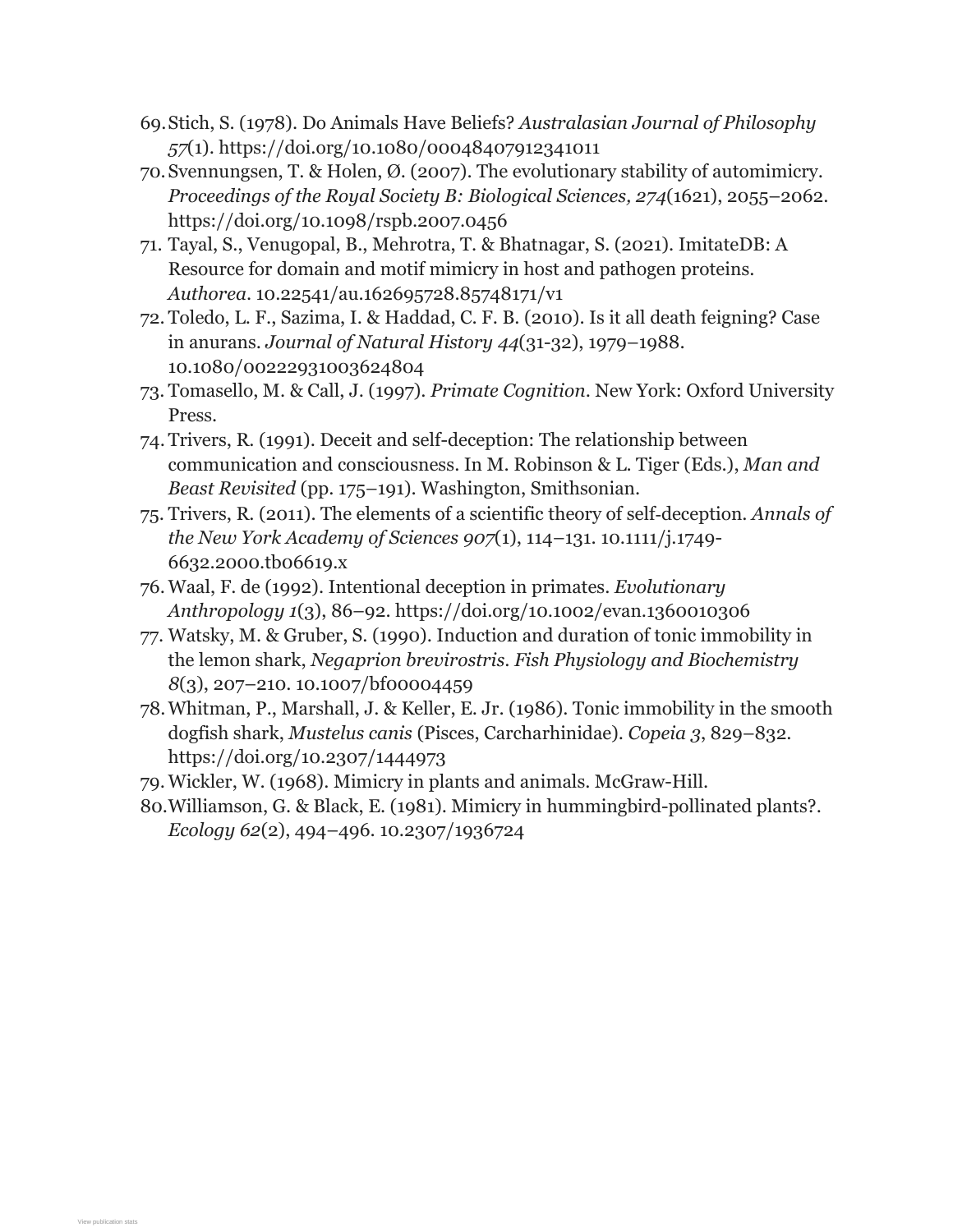69. Stich, S. (1978). Do Animals Have Beliefs? *Australasian Journal of Philosophy 57*(1). https://doi.org/10.1080/00048407912341011
70. Svennungsen, T. & Holen, Ø. (2007). The evolutionary stability of automimicry. *Proceedings of the Royal Society B: Biological Sciences, 274*(1621), 2055–2062. https://doi.org/10.1098/rspb.2007.0456
71. Tayal, S., Venugopal, B., Mehrotra, T. & Bhatnagar, S. (2021). ImitateDB: A Resource for domain and motif mimicry in host and pathogen proteins. *Authorea*. 10.22541/au.162695728.85748171/v1
72. Toledo, L. F., Sazima, I. & Haddad, C. F. B. (2010). Is it all death feigning? Case in anurans. *Journal of Natural History 44*(31-32), 1979–1988. 10.1080/00222931003624804
73. Tomasello, M. & Call, J. (1997). *Primate Cognition*. New York: Oxford University Press.
74. Trivers, R. (1991). Deceit and self-deception: The relationship between communication and consciousness. In M. Robinson & L. Tiger (Eds.), *Man and Beast Revisited* (pp. 175–191). Washington, Smithsonian.
75. Trivers, R. (2011). The elements of a scientific theory of self-deception. *Annals of the New York Academy of Sciences 907*(1), 114–131. 10.1111/j.1749-6632.2000.tb06619.x
76. Waal, F. de (1992). Intentional deception in primates. *Evolutionary Anthropology 1*(3), 86–92. https://doi.org/10.1002/evan.1360010306
77. Watsky, M. & Gruber, S. (1990). Induction and duration of tonic immobility in the lemon shark, *Negaprion brevirostris*. *Fish Physiology and Biochemistry 8*(3), 207–210. 10.1007/bf00004459
78. Whitman, P., Marshall, J. & Keller, E. Jr. (1986). Tonic immobility in the smooth dogfish shark, *Mustelus canis* (Pisces, Carcharhinidae). *Copeia 3*, 829–832. https://doi.org/10.2307/1444973
79. Wickler, W. (1968). Mimicry in plants and animals. McGraw-Hill.
80. Williamson, G. & Black, E. (1981). Mimicry in hummingbird-pollinated plants?. *Ecology 62*(2), 494–496. 10.2307/1936724